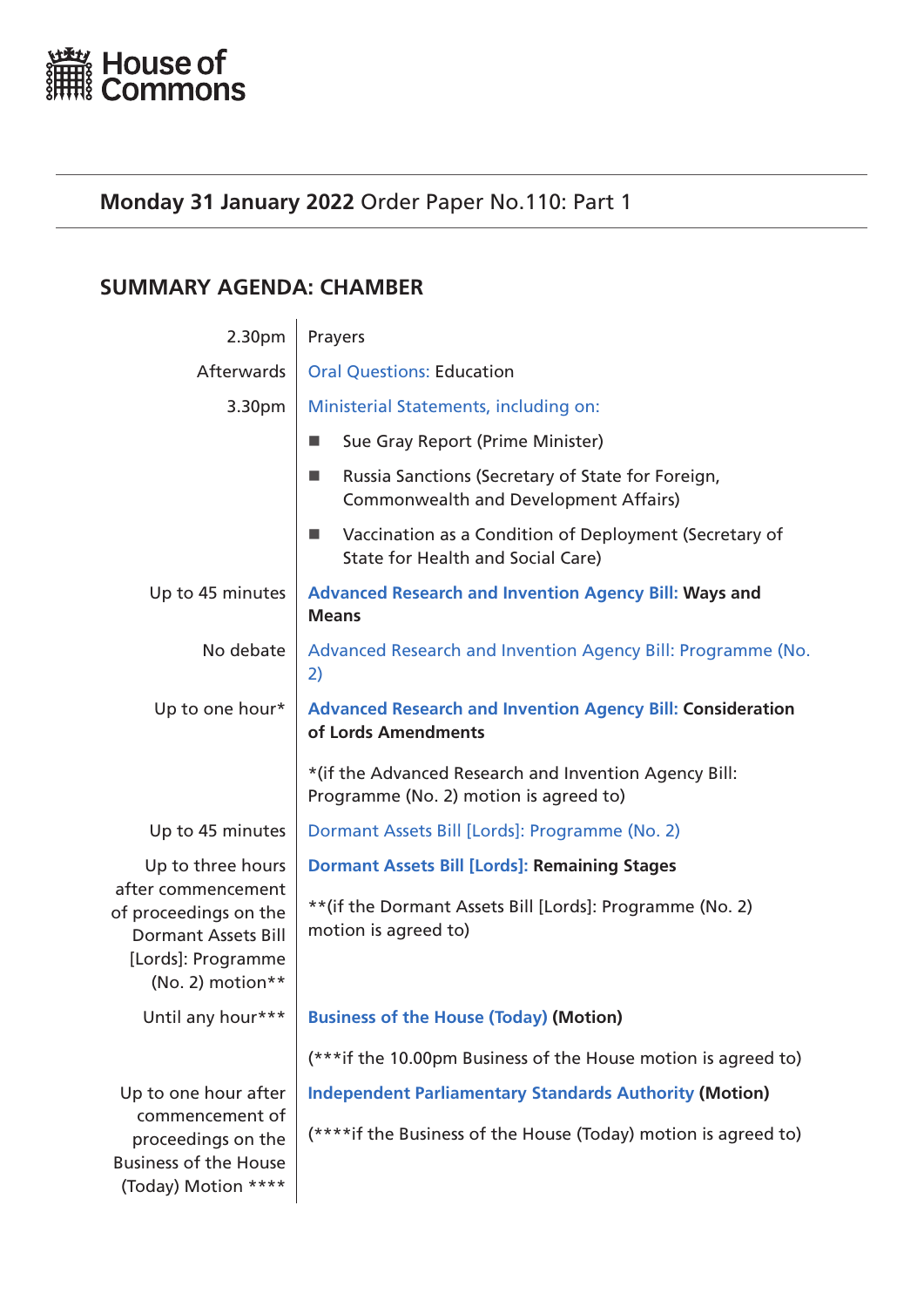House of Commons

## Monday 31 January 2022 Order Paper No.110: Part 1

## SUMMARY AGENDA: CHAMBER

| | |
|---|---|
| 2.30pm | Prayers |
| Afterwards | Oral Questions: Education |
| 3.30pm | Ministerial Statements, including on:<br>■ Sue Gray Report (Prime Minister)<br>■ Russia Sanctions (Secretary of State for Foreign, Commonwealth and Development Affairs)<br>■ Vaccination as a Condition of Deployment (Secretary of State for Health and Social Care) |
| Up to 45 minutes | **Advanced Research and Invention Agency Bill: Ways and Means** |
| No debate | Advanced Research and Invention Agency Bill: Programme (No. 2) |
| Up to one hour* | **Advanced Research and Invention Agency Bill: Consideration of Lords Amendments**<br>*(if the Advanced Research and Invention Agency Bill: Programme (No. 2) motion is agreed to) |
| Up to 45 minutes | Dormant Assets Bill [Lords]: Programme (No. 2) |
| Up to three hours after commencement of proceedings on the Dormant Assets Bill [Lords]: Programme (No. 2) motion** | **Dormant Assets Bill [Lords]: Remaining Stages**<br>**(if the Dormant Assets Bill [Lords]: Programme (No. 2) motion is agreed to) |
| Until any hour*** | **Business of the House (Today) (Motion)**<br>(***if the 10.00pm Business of the House motion is agreed to) |
| Up to one hour after commencement of proceedings on the Business of the House (Today) Motion **** | **Independent Parliamentary Standards Authority (Motion)**<br>(****if the Business of the House (Today) motion is agreed to) |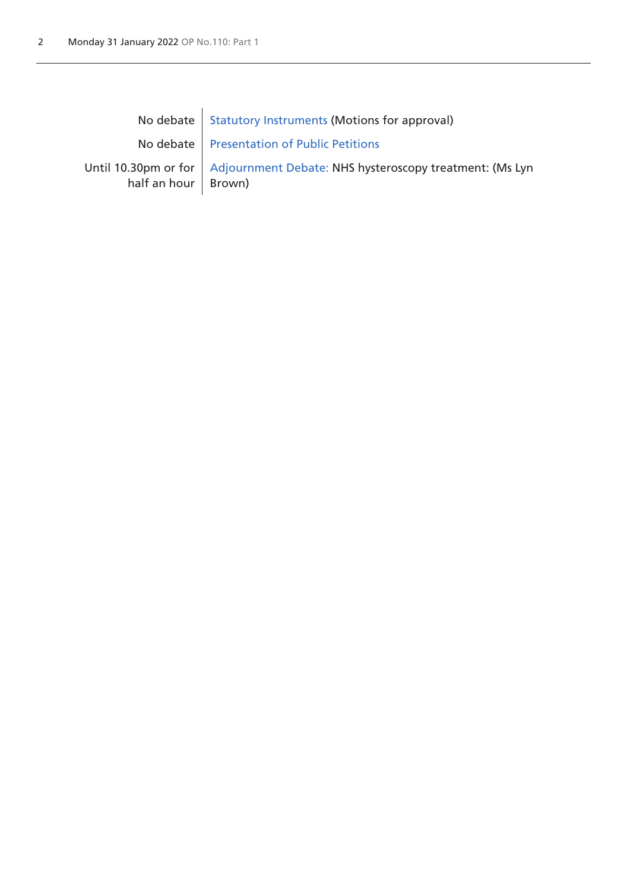| | |
|---|---|
| No debate | Statutory Instruments (Motions for approval) |
| No debate | Presentation of Public Petitions |
| Until 10.30pm or for half an hour | Adjournment Debate: NHS hysteroscopy treatment: (Ms Lyn Brown) |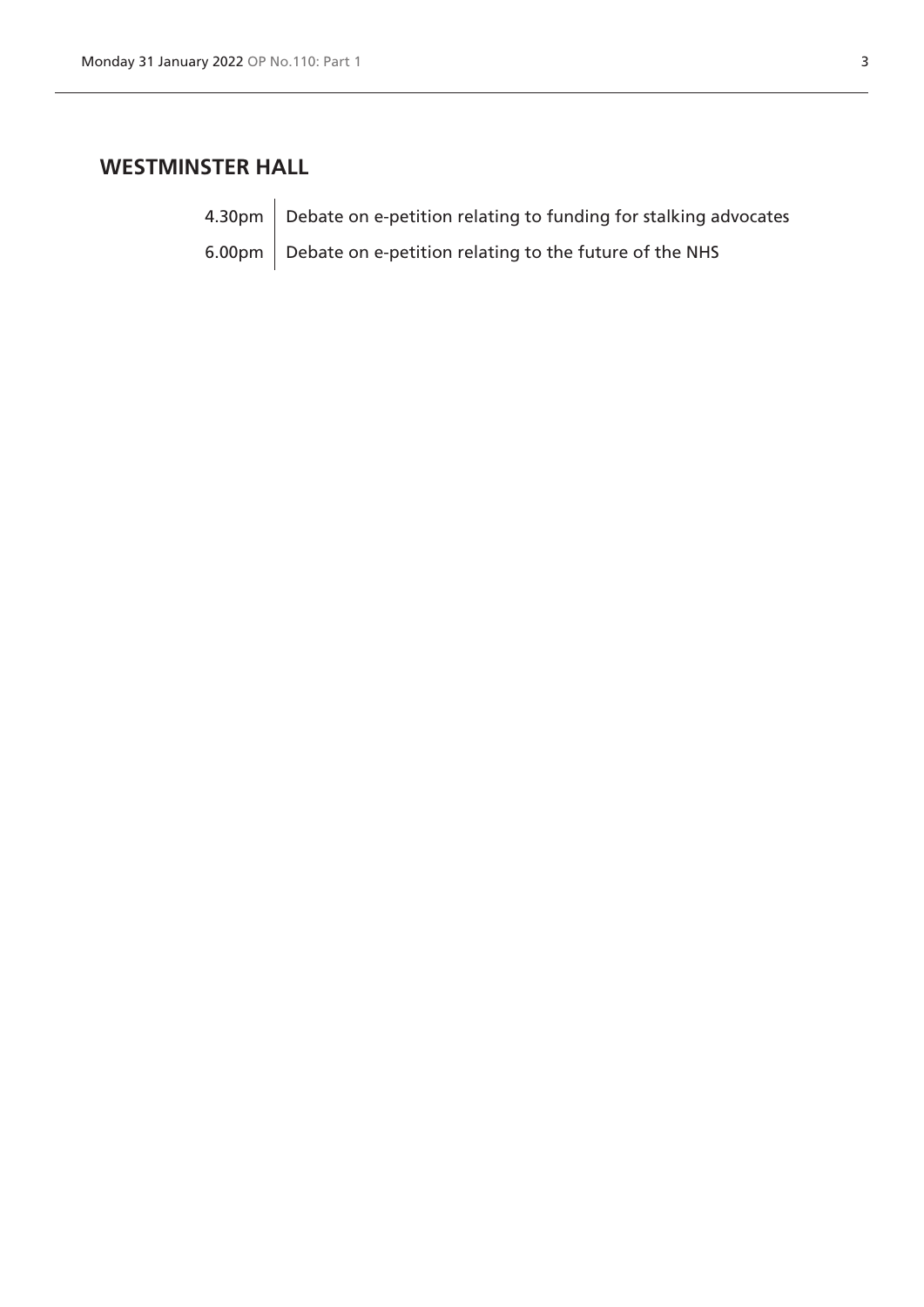## WESTMINSTER HALL

| | |
|---|---|
| 4.30pm | Debate on e-petition relating to funding for stalking advocates |
| 6.00pm | Debate on e-petition relating to the future of the NHS |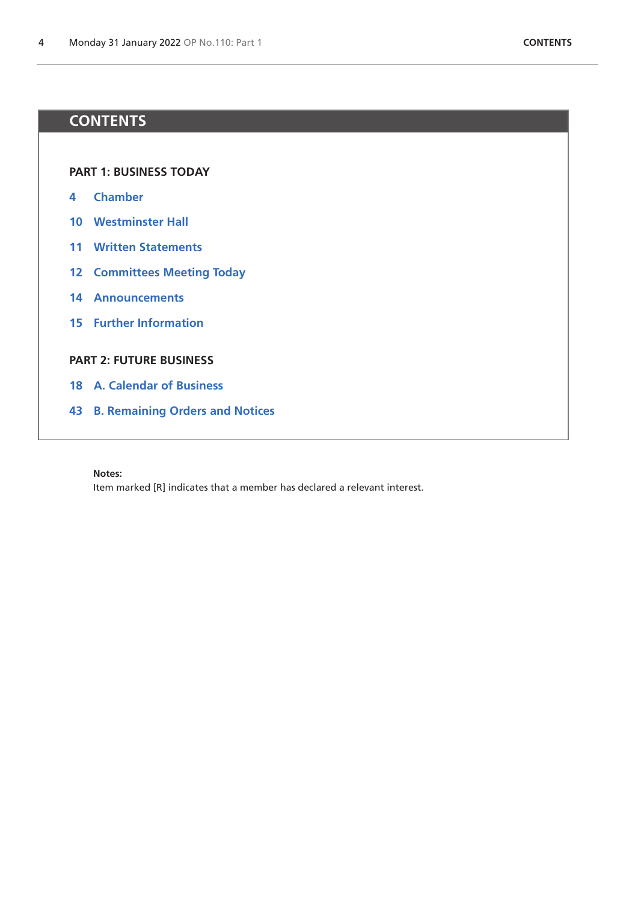# CONTENTS

**PART 1: BUSINESS TODAY**

4 Chamber

10 Westminster Hall

11 Written Statements

12 Committees Meeting Today

14 Announcements

15 Further Information

**PART 2: FUTURE BUSINESS**

18 A. Calendar of Business

43 B. Remaining Orders and Notices

**Notes:**
Item marked [R] indicates that a member has declared a relevant interest.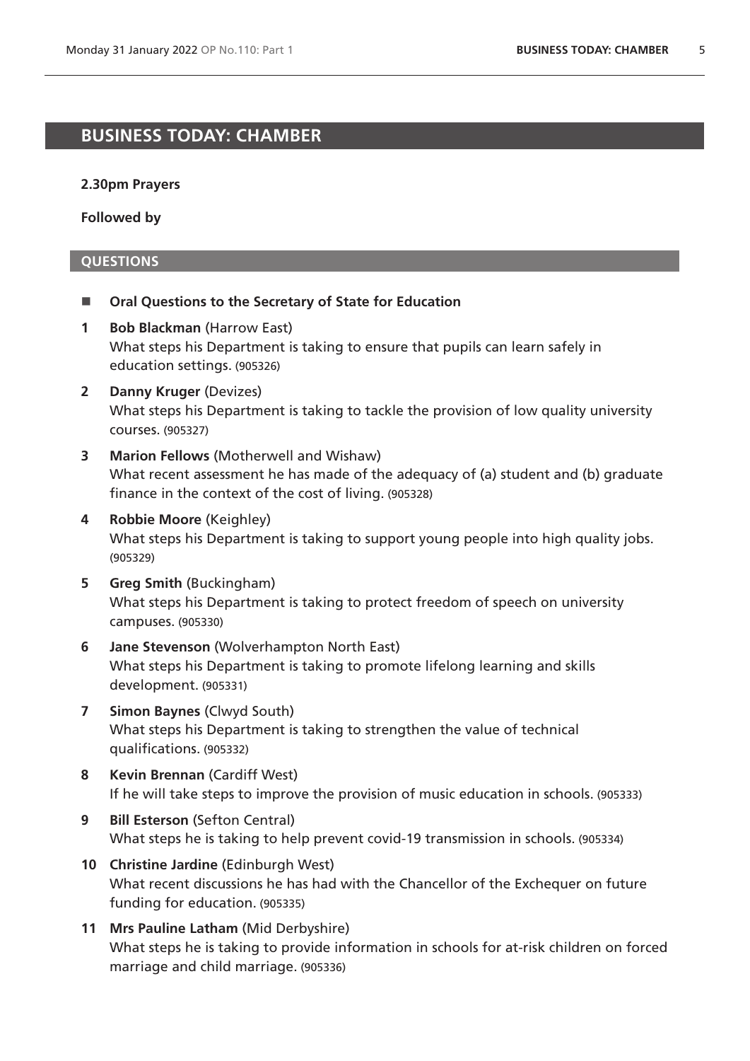# BUSINESS TODAY: CHAMBER

**2.30pm Prayers**

**Followed by**

## QUESTIONS

- **Oral Questions to the Secretary of State for Education**

**1** **Bob Blackman** (Harrow East)
What steps his Department is taking to ensure that pupils can learn safely in education settings. (905326)

**2** **Danny Kruger** (Devizes)
What steps his Department is taking to tackle the provision of low quality university courses. (905327)

**3** **Marion Fellows** (Motherwell and Wishaw)
What recent assessment he has made of the adequacy of (a) student and (b) graduate finance in the context of the cost of living. (905328)

**4** **Robbie Moore** (Keighley)
What steps his Department is taking to support young people into high quality jobs. (905329)

**5** **Greg Smith** (Buckingham)
What steps his Department is taking to protect freedom of speech on university campuses. (905330)

**6** **Jane Stevenson** (Wolverhampton North East)
What steps his Department is taking to promote lifelong learning and skills development. (905331)

**7** **Simon Baynes** (Clwyd South)
What steps his Department is taking to strengthen the value of technical qualifications. (905332)

**8** **Kevin Brennan** (Cardiff West)
If he will take steps to improve the provision of music education in schools. (905333)

**9** **Bill Esterson** (Sefton Central)
What steps he is taking to help prevent covid-19 transmission in schools. (905334)

**10** **Christine Jardine** (Edinburgh West)
What recent discussions he has had with the Chancellor of the Exchequer on future funding for education. (905335)

**11** **Mrs Pauline Latham** (Mid Derbyshire)
What steps he is taking to provide information in schools for at-risk children on forced marriage and child marriage. (905336)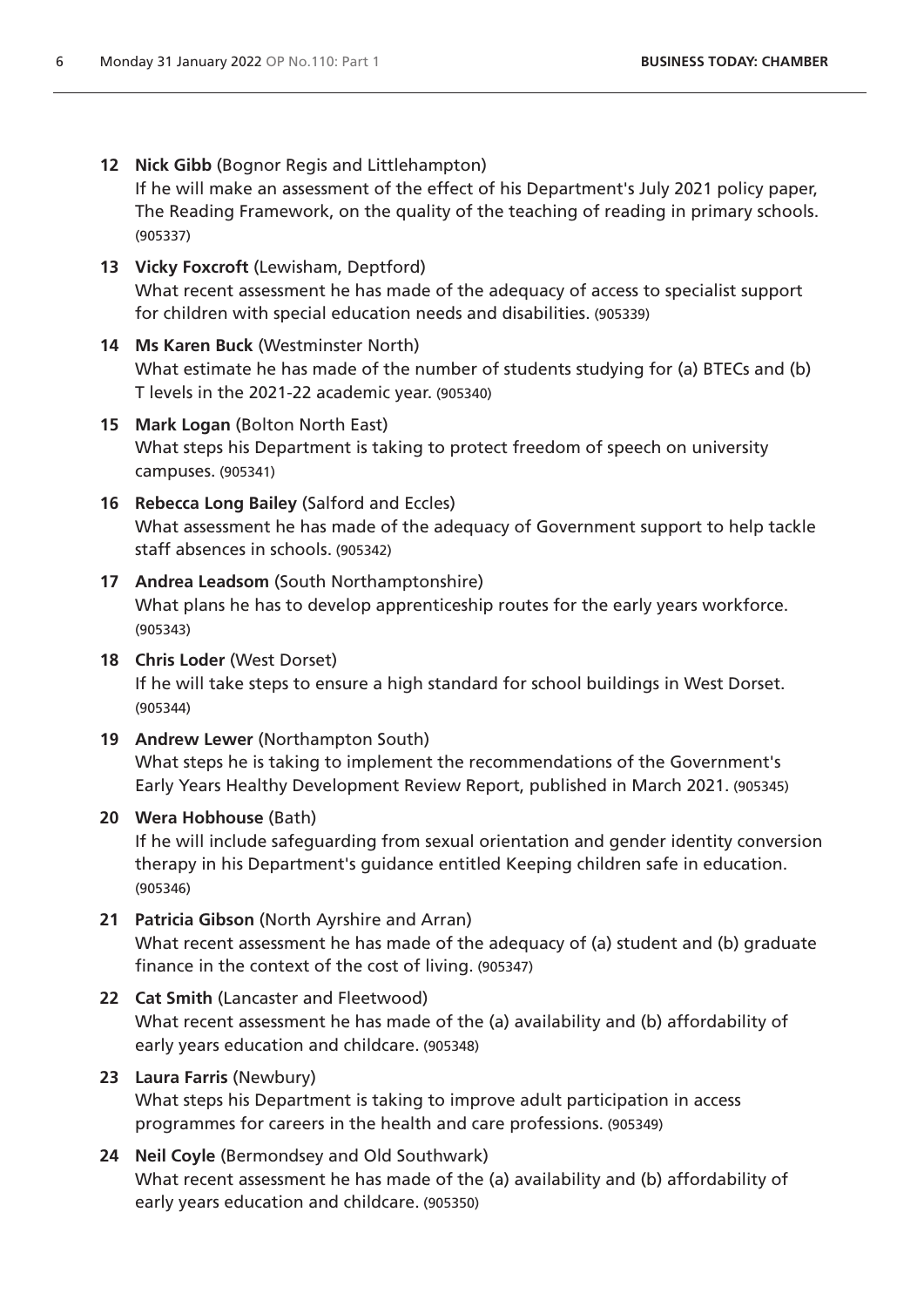**12** **Nick Gibb** (Bognor Regis and Littlehampton)
If he will make an assessment of the effect of his Department's July 2021 policy paper, The Reading Framework, on the quality of the teaching of reading in primary schools. (905337)

**13** **Vicky Foxcroft** (Lewisham, Deptford)
What recent assessment he has made of the adequacy of access to specialist support for children with special education needs and disabilities. (905339)

**14** **Ms Karen Buck** (Westminster North)
What estimate he has made of the number of students studying for (a) BTECs and (b) T levels in the 2021-22 academic year. (905340)

**15** **Mark Logan** (Bolton North East)
What steps his Department is taking to protect freedom of speech on university campuses. (905341)

**16** **Rebecca Long Bailey** (Salford and Eccles)
What assessment he has made of the adequacy of Government support to help tackle staff absences in schools. (905342)

**17** **Andrea Leadsom** (South Northamptonshire)
What plans he has to develop apprenticeship routes for the early years workforce. (905343)

**18** **Chris Loder** (West Dorset)
If he will take steps to ensure a high standard for school buildings in West Dorset. (905344)

**19** **Andrew Lewer** (Northampton South)
What steps he is taking to implement the recommendations of the Government's Early Years Healthy Development Review Report, published in March 2021. (905345)

**20** **Wera Hobhouse** (Bath)
If he will include safeguarding from sexual orientation and gender identity conversion therapy in his Department's guidance entitled Keeping children safe in education. (905346)

**21** **Patricia Gibson** (North Ayrshire and Arran)
What recent assessment he has made of the adequacy of (a) student and (b) graduate finance in the context of the cost of living. (905347)

**22** **Cat Smith** (Lancaster and Fleetwood)
What recent assessment he has made of the (a) availability and (b) affordability of early years education and childcare. (905348)

**23** **Laura Farris** (Newbury)
What steps his Department is taking to improve adult participation in access programmes for careers in the health and care professions. (905349)

**24** **Neil Coyle** (Bermondsey and Old Southwark)
What recent assessment he has made of the (a) availability and (b) affordability of early years education and childcare. (905350)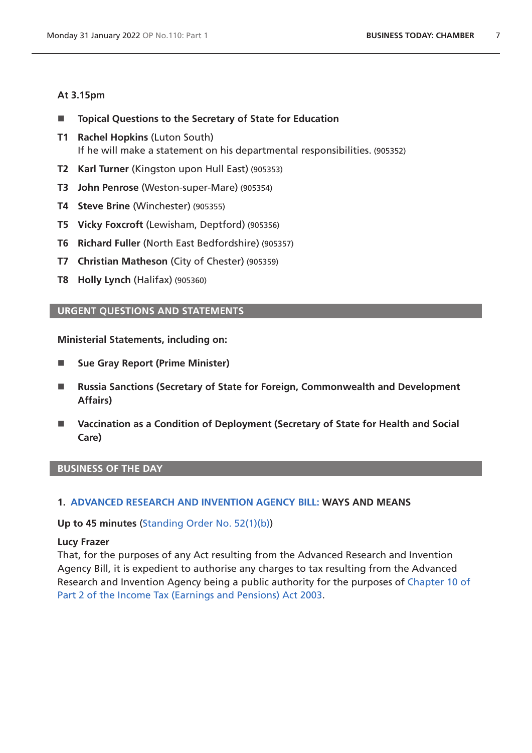**At 3.15pm**

- **Topical Questions to the Secretary of State for Education**

**T1** **Rachel Hopkins** (Luton South)
If he will make a statement on his departmental responsibilities. (905352)

**T2** **Karl Turner** (Kingston upon Hull East) (905353)

**T3** **John Penrose** (Weston-super-Mare) (905354)

**T4** **Steve Brine** (Winchester) (905355)

**T5** **Vicky Foxcroft** (Lewisham, Deptford) (905356)

**T6** **Richard Fuller** (North East Bedfordshire) (905357)

**T7** **Christian Matheson** (City of Chester) (905359)

**T8** **Holly Lynch** (Halifax) (905360)

## URGENT QUESTIONS AND STATEMENTS

**Ministerial Statements, including on:**

- **Sue Gray Report (Prime Minister)**
- **Russia Sanctions (Secretary of State for Foreign, Commonwealth and Development Affairs)**
- **Vaccination as a Condition of Deployment (Secretary of State for Health and Social Care)**

## BUSINESS OF THE DAY

### 1. ADVANCED RESEARCH AND INVENTION AGENCY BILL: WAYS AND MEANS

**Up to 45 minutes** (Standing Order No. 52(1)(b))

**Lucy Frazer**
That, for the purposes of any Act resulting from the Advanced Research and Invention Agency Bill, it is expedient to authorise any charges to tax resulting from the Advanced Research and Invention Agency being a public authority for the purposes of Chapter 10 of Part 2 of the Income Tax (Earnings and Pensions) Act 2003.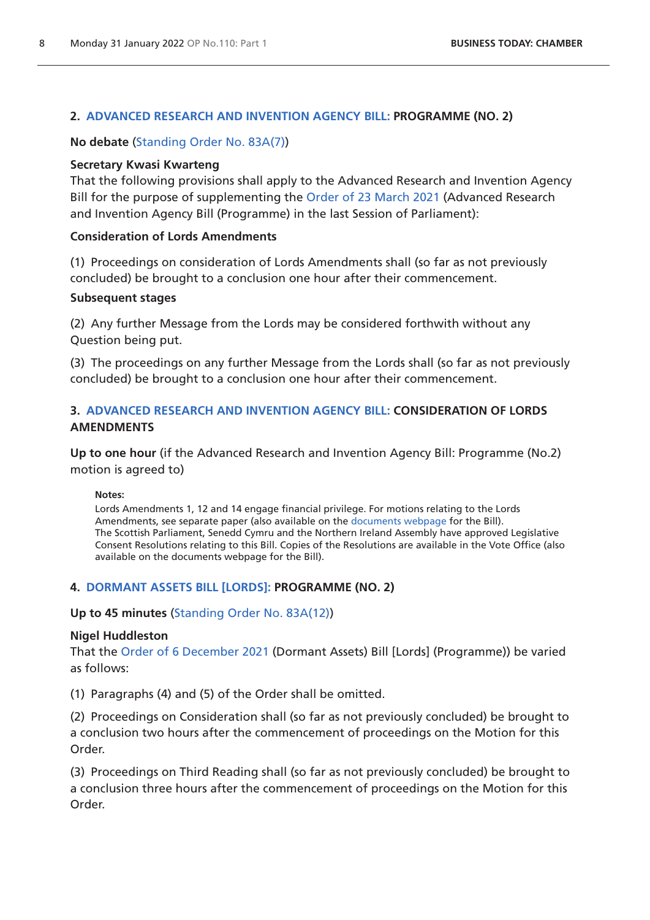## 2. ADVANCED RESEARCH AND INVENTION AGENCY BILL: PROGRAMME (NO. 2)

**No debate** (Standing Order No. 83A(7))

**Secretary Kwasi Kwarteng**

That the following provisions shall apply to the Advanced Research and Invention Agency Bill for the purpose of supplementing the Order of 23 March 2021 (Advanced Research and Invention Agency Bill (Programme) in the last Session of Parliament):

**Consideration of Lords Amendments**

(1) Proceedings on consideration of Lords Amendments shall (so far as not previously concluded) be brought to a conclusion one hour after their commencement.

**Subsequent stages**

(2) Any further Message from the Lords may be considered forthwith without any Question being put.

(3) The proceedings on any further Message from the Lords shall (so far as not previously concluded) be brought to a conclusion one hour after their commencement.

## 3. ADVANCED RESEARCH AND INVENTION AGENCY BILL: CONSIDERATION OF LORDS AMENDMENTS

**Up to one hour** (if the Advanced Research and Invention Agency Bill: Programme (No.2) motion is agreed to)

**Notes:**

Lords Amendments 1, 12 and 14 engage financial privilege. For motions relating to the Lords Amendments, see separate paper (also available on the documents webpage for the Bill).

The Scottish Parliament, Senedd Cymru and the Northern Ireland Assembly have approved Legislative Consent Resolutions relating to this Bill. Copies of the Resolutions are available in the Vote Office (also available on the documents webpage for the Bill).

## 4. DORMANT ASSETS BILL [LORDS]: PROGRAMME (NO. 2)

**Up to 45 minutes** (Standing Order No. 83A(12))

**Nigel Huddleston**

That the Order of 6 December 2021 (Dormant Assets) Bill [Lords] (Programme)) be varied as follows:

(1) Paragraphs (4) and (5) of the Order shall be omitted.

(2) Proceedings on Consideration shall (so far as not previously concluded) be brought to a conclusion two hours after the commencement of proceedings on the Motion for this Order.

(3) Proceedings on Third Reading shall (so far as not previously concluded) be brought to a conclusion three hours after the commencement of proceedings on the Motion for this Order.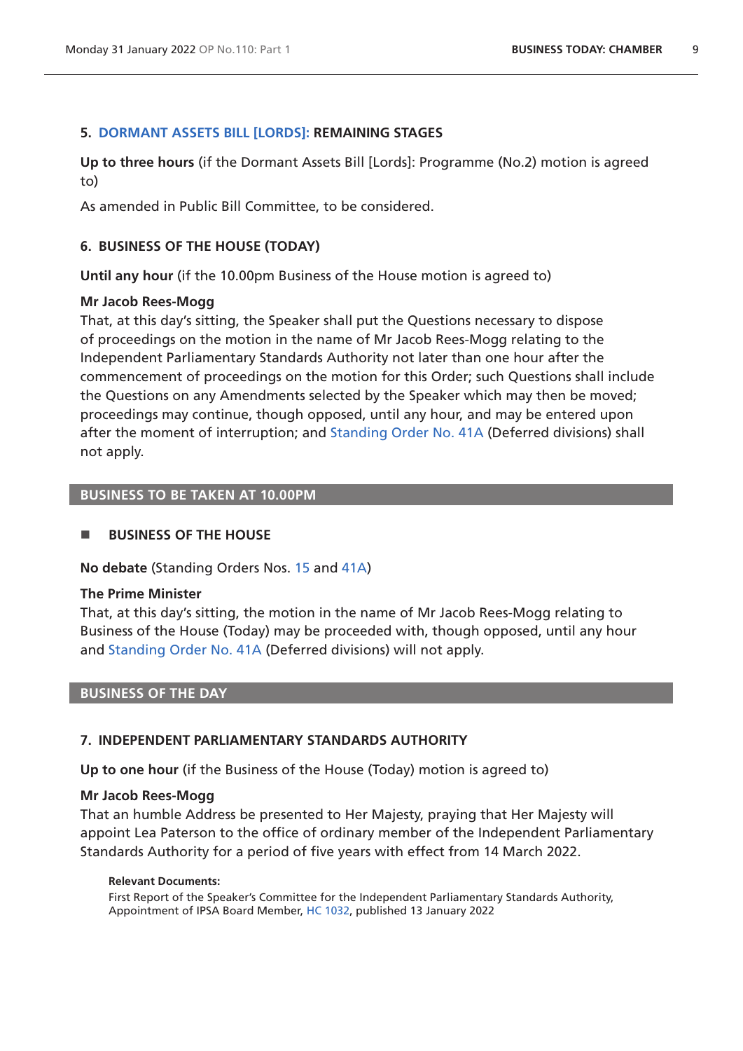### 5. DORMANT ASSETS BILL [LORDS]: REMAINING STAGES

**Up to three hours** (if the Dormant Assets Bill [Lords]: Programme (No.2) motion is agreed to)

As amended in Public Bill Committee, to be considered.

### 6. BUSINESS OF THE HOUSE (TODAY)

**Until any hour** (if the 10.00pm Business of the House motion is agreed to)

**Mr Jacob Rees-Mogg**

That, at this day's sitting, the Speaker shall put the Questions necessary to dispose of proceedings on the motion in the name of Mr Jacob Rees-Mogg relating to the Independent Parliamentary Standards Authority not later than one hour after the commencement of proceedings on the motion for this Order; such Questions shall include the Questions on any Amendments selected by the Speaker which may then be moved; proceedings may continue, though opposed, until any hour, and may be entered upon after the moment of interruption; and Standing Order No. 41A (Deferred divisions) shall not apply.

## BUSINESS TO BE TAKEN AT 10.00PM

### ■ BUSINESS OF THE HOUSE

**No debate** (Standing Orders Nos. 15 and 41A)

**The Prime Minister**

That, at this day's sitting, the motion in the name of Mr Jacob Rees-Mogg relating to Business of the House (Today) may be proceeded with, though opposed, until any hour and Standing Order No. 41A (Deferred divisions) will not apply.

## BUSINESS OF THE DAY

### 7. INDEPENDENT PARLIAMENTARY STANDARDS AUTHORITY

**Up to one hour** (if the Business of the House (Today) motion is agreed to)

**Mr Jacob Rees-Mogg**

That an humble Address be presented to Her Majesty, praying that Her Majesty will appoint Lea Paterson to the office of ordinary member of the Independent Parliamentary Standards Authority for a period of five years with effect from 14 March 2022.

**Relevant Documents:**

First Report of the Speaker's Committee for the Independent Parliamentary Standards Authority, Appointment of IPSA Board Member, HC 1032, published 13 January 2022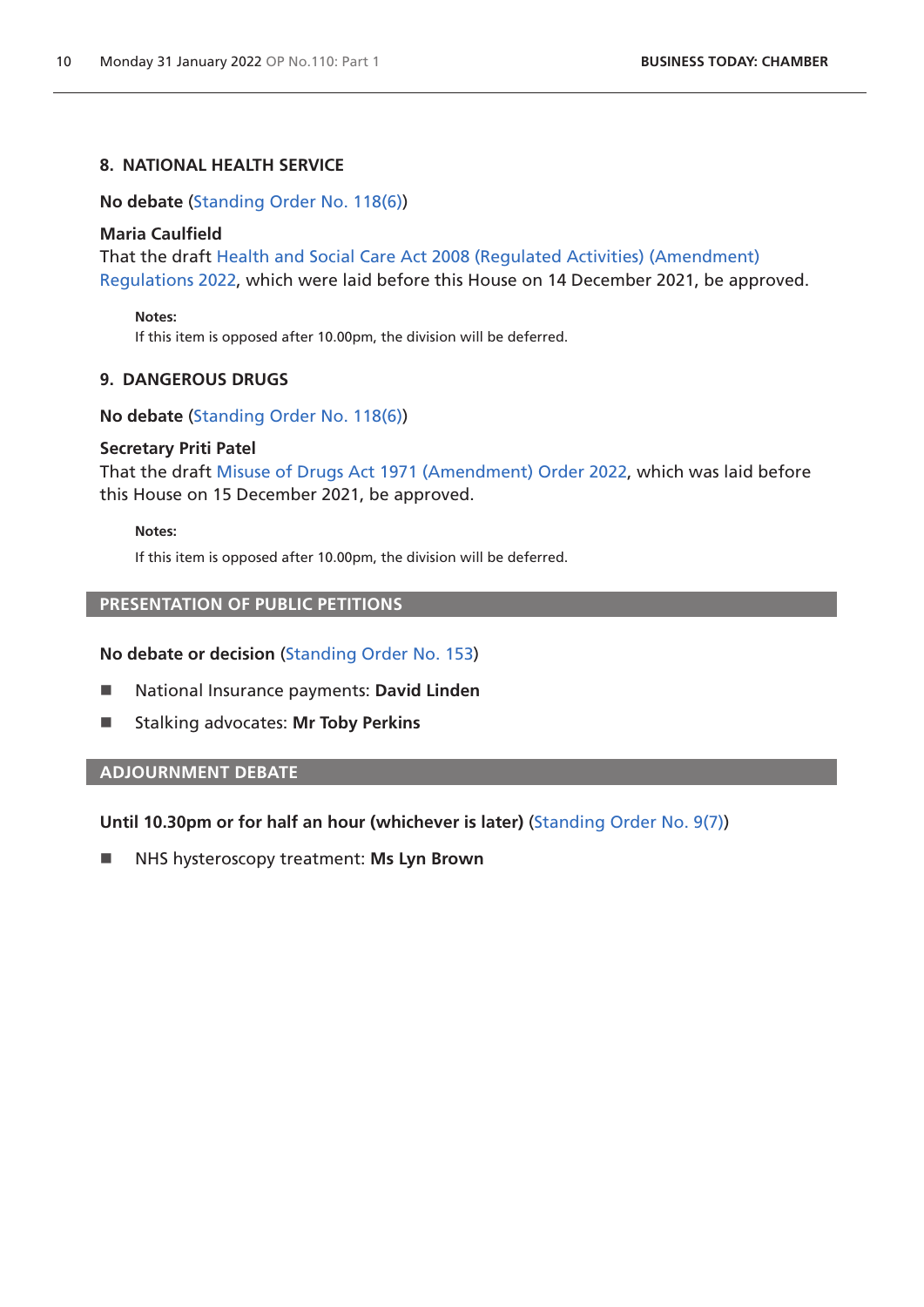### 8. NATIONAL HEALTH SERVICE

**No debate** (Standing Order No. 118(6))

**Maria Caulfield**
That the draft Health and Social Care Act 2008 (Regulated Activities) (Amendment) Regulations 2022, which were laid before this House on 14 December 2021, be approved.

> **Notes:**
> If this item is opposed after 10.00pm, the division will be deferred.

### 9. DANGEROUS DRUGS

**No debate** (Standing Order No. 118(6))

**Secretary Priti Patel**
That the draft Misuse of Drugs Act 1971 (Amendment) Order 2022, which was laid before this House on 15 December 2021, be approved.

> **Notes:**
> If this item is opposed after 10.00pm, the division will be deferred.

## PRESENTATION OF PUBLIC PETITIONS

**No debate or decision** (Standing Order No. 153)

- National Insurance payments: **David Linden**
- Stalking advocates: **Mr Toby Perkins**

## ADJOURNMENT DEBATE

**Until 10.30pm or for half an hour (whichever is later)** (Standing Order No. 9(7))

- NHS hysteroscopy treatment: **Ms Lyn Brown**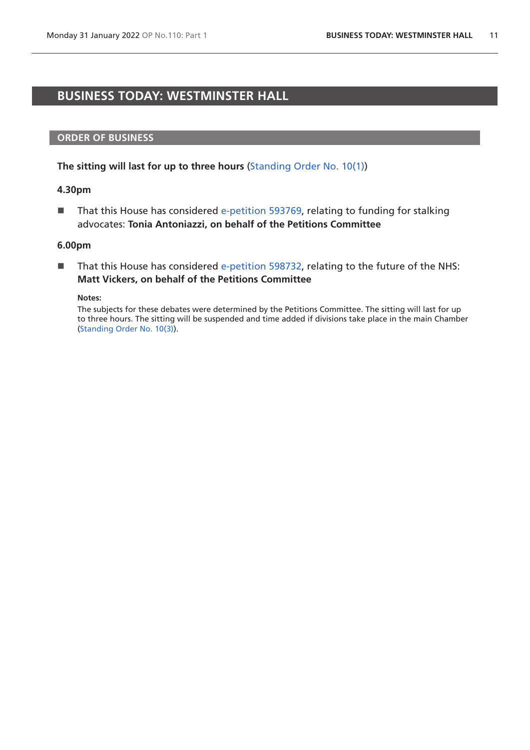# BUSINESS TODAY: WESTMINSTER HALL

## ORDER OF BUSINESS

**The sitting will last for up to three hours** (Standing Order No. 10(1))

**4.30pm**

- That this House has considered e-petition 593769, relating to funding for stalking advocates: **Tonia Antoniazzi, on behalf of the Petitions Committee**

**6.00pm**

- That this House has considered e-petition 598732, relating to the future of the NHS: **Matt Vickers, on behalf of the Petitions Committee**

  **Notes:**
  The subjects for these debates were determined by the Petitions Committee. The sitting will last for up to three hours. The sitting will be suspended and time added if divisions take place in the main Chamber (Standing Order No. 10(3)).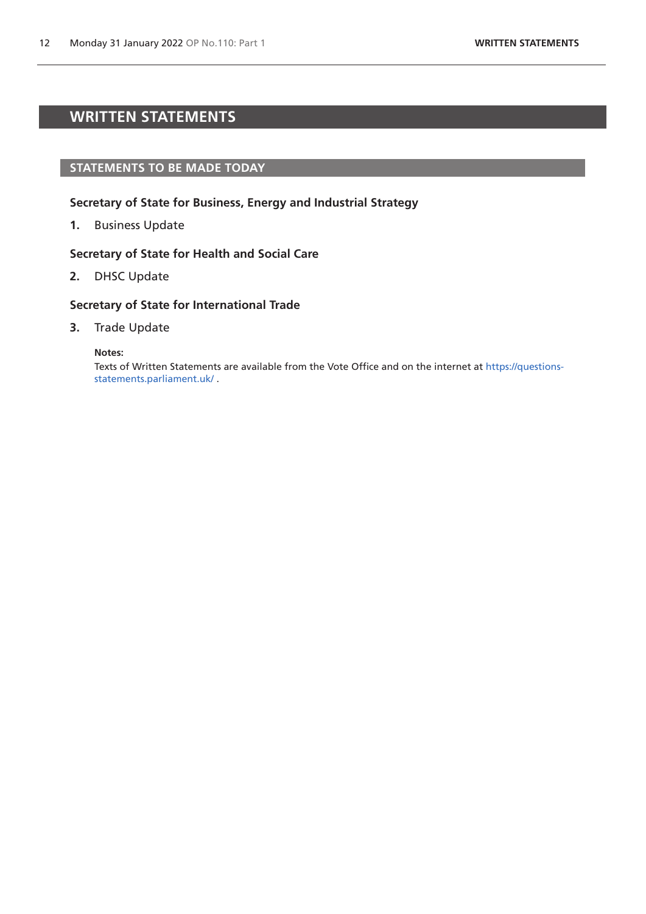# WRITTEN STATEMENTS

## STATEMENTS TO BE MADE TODAY

### Secretary of State for Business, Energy and Industrial Strategy

**1.** Business Update

### Secretary of State for Health and Social Care

**2.** DHSC Update

### Secretary of State for International Trade

**3.** Trade Update

**Notes:**
Texts of Written Statements are available from the Vote Office and on the internet at https://questions-statements.parliament.uk/ .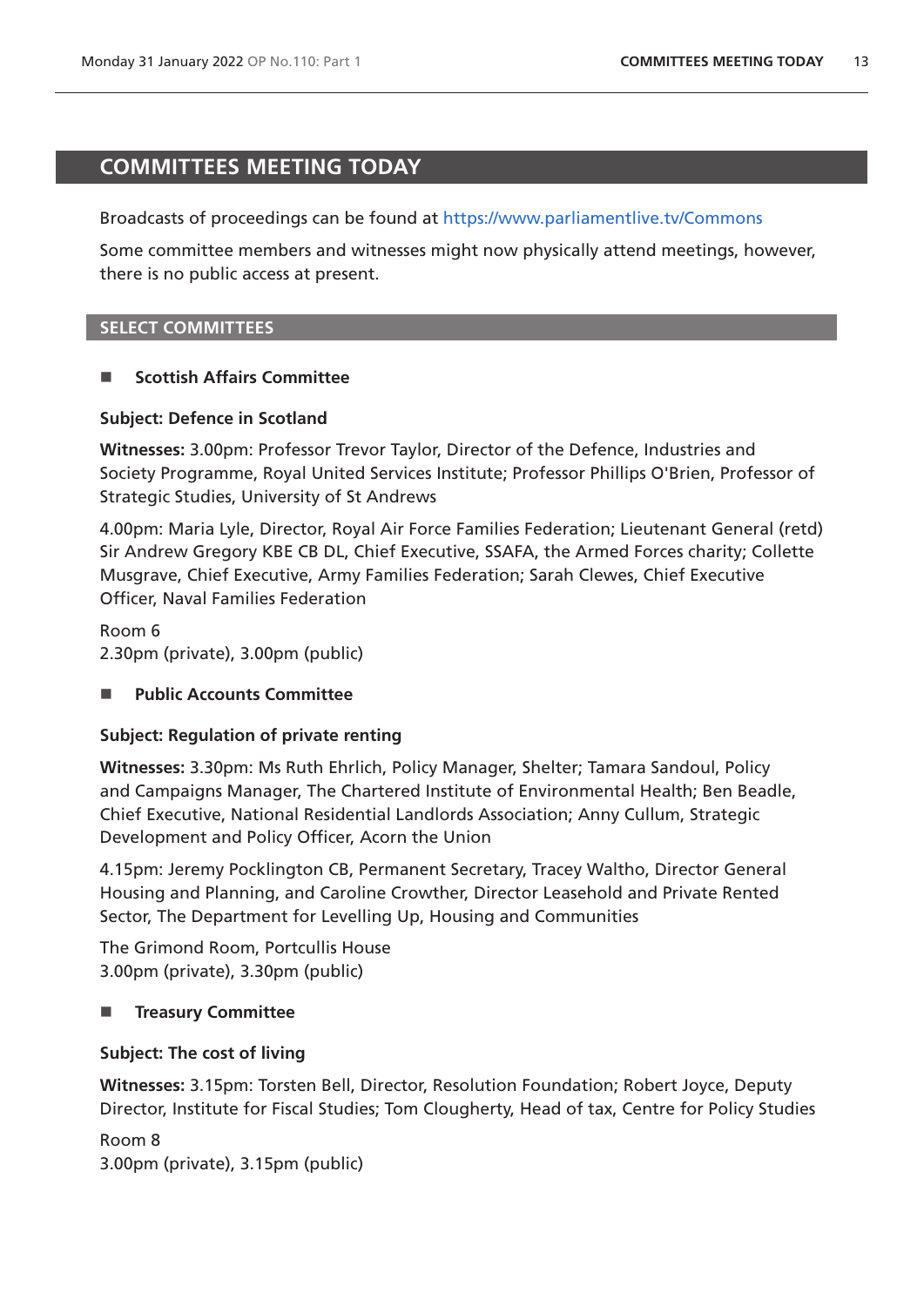# COMMITTEES MEETING TODAY

Broadcasts of proceedings can be found at https://www.parliamentlive.tv/Commons

Some committee members and witnesses might now physically attend meetings, however, there is no public access at present.

## SELECT COMMITTEES

### Scottish Affairs Committee

**Subject: Defence in Scotland**

**Witnesses:** 3.00pm: Professor Trevor Taylor, Director of the Defence, Industries and Society Programme, Royal United Services Institute; Professor Phillips O'Brien, Professor of Strategic Studies, University of St Andrews

4.00pm: Maria Lyle, Director, Royal Air Force Families Federation; Lieutenant General (retd) Sir Andrew Gregory KBE CB DL, Chief Executive, SSAFA, the Armed Forces charity; Collette Musgrave, Chief Executive, Army Families Federation; Sarah Clewes, Chief Executive Officer, Naval Families Federation

Room 6
2.30pm (private), 3.00pm (public)

### Public Accounts Committee

**Subject: Regulation of private renting**

**Witnesses:** 3.30pm: Ms Ruth Ehrlich, Policy Manager, Shelter; Tamara Sandoul, Policy and Campaigns Manager, The Chartered Institute of Environmental Health; Ben Beadle, Chief Executive, National Residential Landlords Association; Anny Cullum, Strategic Development and Policy Officer, Acorn the Union

4.15pm: Jeremy Pocklington CB, Permanent Secretary, Tracey Waltho, Director General Housing and Planning, and Caroline Crowther, Director Leasehold and Private Rented Sector, The Department for Levelling Up, Housing and Communities

The Grimond Room, Portcullis House
3.00pm (private), 3.30pm (public)

### Treasury Committee

**Subject: The cost of living**

**Witnesses:** 3.15pm: Torsten Bell, Director, Resolution Foundation; Robert Joyce, Deputy Director, Institute for Fiscal Studies; Tom Clougherty, Head of tax, Centre for Policy Studies

Room 8
3.00pm (private), 3.15pm (public)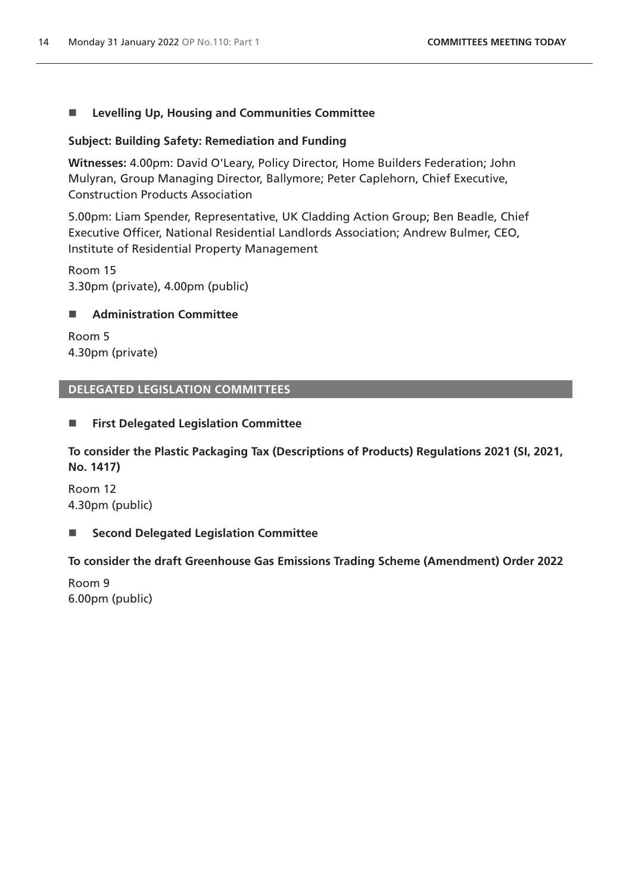## Levelling Up, Housing and Communities Committee

**Subject: Building Safety: Remediation and Funding**

**Witnesses:** 4.00pm: David O'Leary, Policy Director, Home Builders Federation; John Mulyran, Group Managing Director, Ballymore; Peter Caplehorn, Chief Executive, Construction Products Association

5.00pm: Liam Spender, Representative, UK Cladding Action Group; Ben Beadle, Chief Executive Officer, National Residential Landlords Association; Andrew Bulmer, CEO, Institute of Residential Property Management

Room 15
3.30pm (private), 4.00pm (public)

## Administration Committee

Room 5
4.30pm (private)

# DELEGATED LEGISLATION COMMITTEES

## First Delegated Legislation Committee

**To consider the Plastic Packaging Tax (Descriptions of Products) Regulations 2021 (SI, 2021, No. 1417)**

Room 12
4.30pm (public)

## Second Delegated Legislation Committee

**To consider the draft Greenhouse Gas Emissions Trading Scheme (Amendment) Order 2022**

Room 9
6.00pm (public)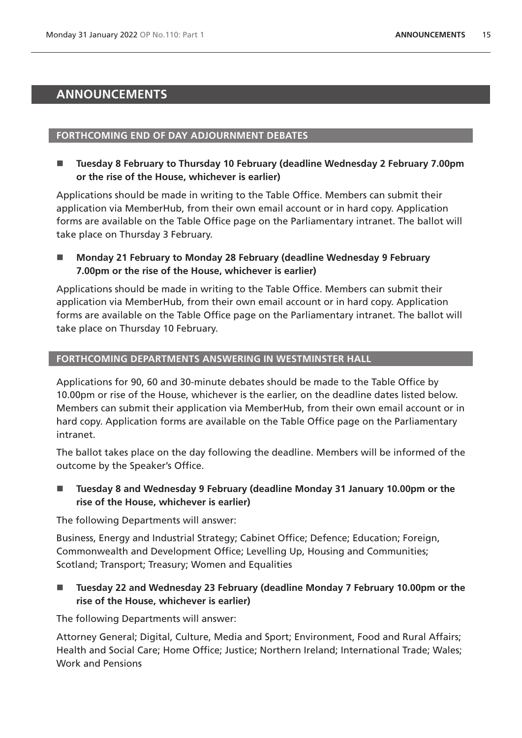# ANNOUNCEMENTS

## FORTHCOMING END OF DAY ADJOURNMENT DEBATES

- **Tuesday 8 February to Thursday 10 February (deadline Wednesday 2 February 7.00pm or the rise of the House, whichever is earlier)**

Applications should be made in writing to the Table Office. Members can submit their application via MemberHub, from their own email account or in hard copy. Application forms are available on the Table Office page on the Parliamentary intranet. The ballot will take place on Thursday 3 February.

- **Monday 21 February to Monday 28 February (deadline Wednesday 9 February 7.00pm or the rise of the House, whichever is earlier)**

Applications should be made in writing to the Table Office. Members can submit their application via MemberHub, from their own email account or in hard copy. Application forms are available on the Table Office page on the Parliamentary intranet. The ballot will take place on Thursday 10 February.

## FORTHCOMING DEPARTMENTS ANSWERING IN WESTMINSTER HALL

Applications for 90, 60 and 30-minute debates should be made to the Table Office by 10.00pm or rise of the House, whichever is the earlier, on the deadline dates listed below. Members can submit their application via MemberHub, from their own email account or in hard copy. Application forms are available on the Table Office page on the Parliamentary intranet.

The ballot takes place on the day following the deadline. Members will be informed of the outcome by the Speaker's Office.

- **Tuesday 8 and Wednesday 9 February (deadline Monday 31 January 10.00pm or the rise of the House, whichever is earlier)**

The following Departments will answer:

Business, Energy and Industrial Strategy; Cabinet Office; Defence; Education; Foreign, Commonwealth and Development Office; Levelling Up, Housing and Communities; Scotland; Transport; Treasury; Women and Equalities

- **Tuesday 22 and Wednesday 23 February (deadline Monday 7 February 10.00pm or the rise of the House, whichever is earlier)**

The following Departments will answer:

Attorney General; Digital, Culture, Media and Sport; Environment, Food and Rural Affairs; Health and Social Care; Home Office; Justice; Northern Ireland; International Trade; Wales; Work and Pensions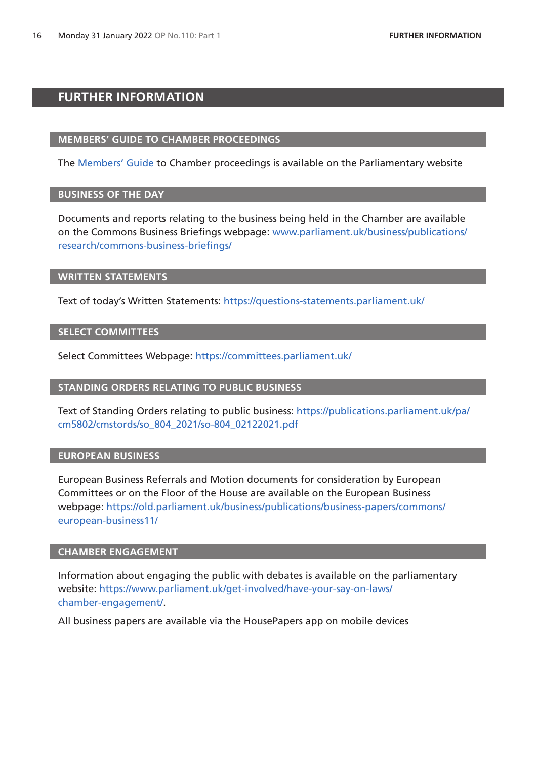# FURTHER INFORMATION

## MEMBERS' GUIDE TO CHAMBER PROCEEDINGS

The Members' Guide to Chamber proceedings is available on the Parliamentary website

## BUSINESS OF THE DAY

Documents and reports relating to the business being held in the Chamber are available on the Commons Business Briefings webpage: www.parliament.uk/business/publications/research/commons-business-briefings/

## WRITTEN STATEMENTS

Text of today's Written Statements: https://questions-statements.parliament.uk/

## SELECT COMMITTEES

Select Committees Webpage: https://committees.parliament.uk/

## STANDING ORDERS RELATING TO PUBLIC BUSINESS

Text of Standing Orders relating to public business: https://publications.parliament.uk/pa/cm5802/cmstords/so_804_2021/so-804_02122021.pdf

## EUROPEAN BUSINESS

European Business Referrals and Motion documents for consideration by European Committees or on the Floor of the House are available on the European Business webpage: https://old.parliament.uk/business/publications/business-papers/commons/european-business11/

## CHAMBER ENGAGEMENT

Information about engaging the public with debates is available on the parliamentary website: https://www.parliament.uk/get-involved/have-your-say-on-laws/chamber-engagement/.

All business papers are available via the HousePapers app on mobile devices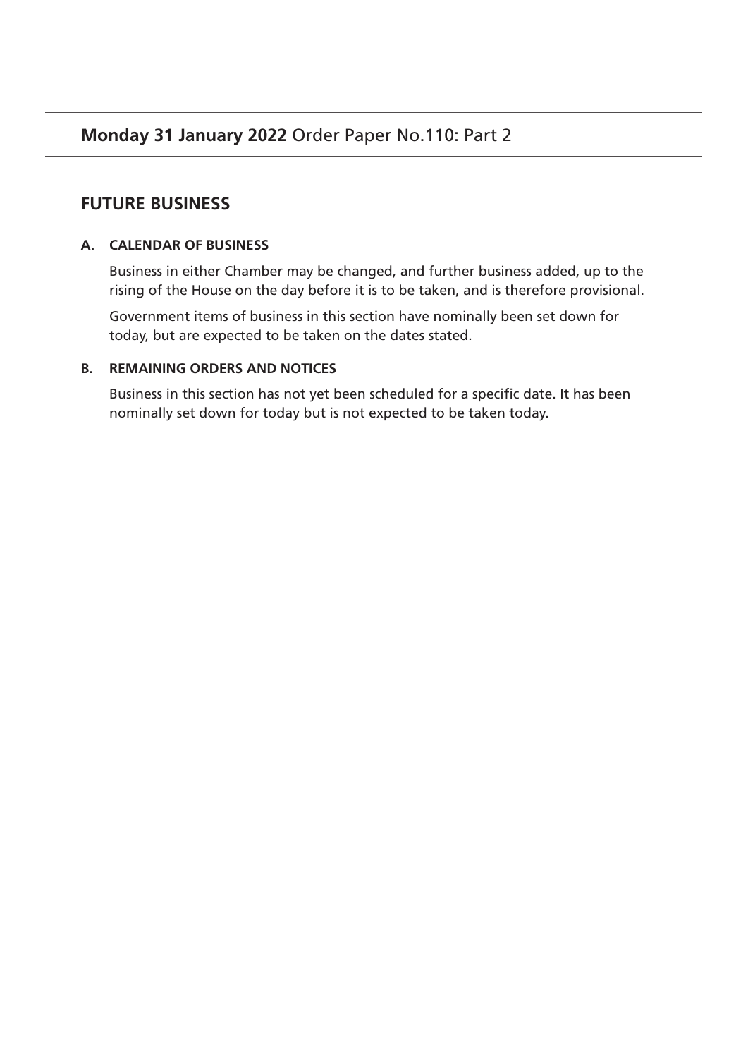**Monday 31 January 2022** Order Paper No.110: Part 2

## FUTURE BUSINESS

### A. CALENDAR OF BUSINESS

Business in either Chamber may be changed, and further business added, up to the rising of the House on the day before it is to be taken, and is therefore provisional.

Government items of business in this section have nominally been set down for today, but are expected to be taken on the dates stated.

### B. REMAINING ORDERS AND NOTICES

Business in this section has not yet been scheduled for a specific date. It has been nominally set down for today but is not expected to be taken today.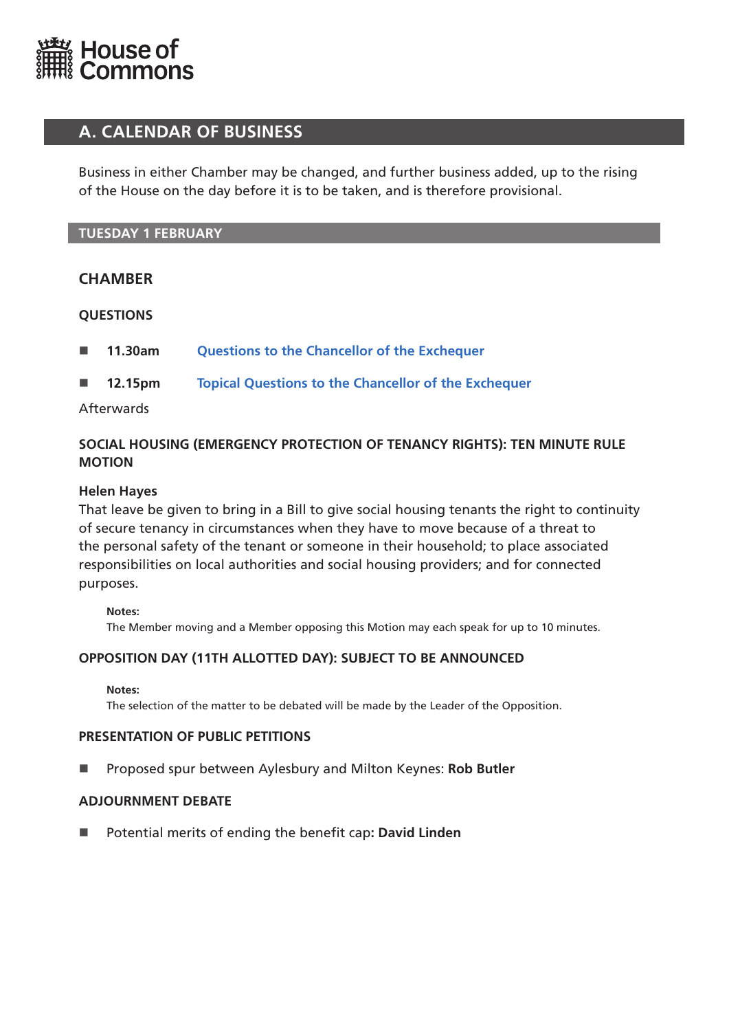House of Commons

# A. CALENDAR OF BUSINESS

Business in either Chamber may be changed, and further business added, up to the rising of the House on the day before it is to be taken, and is therefore provisional.

## TUESDAY 1 FEBRUARY

### CHAMBER

#### QUESTIONS

- **11.30am** Questions to the Chancellor of the Exchequer
- **12.15pm** Topical Questions to the Chancellor of the Exchequer

Afterwards

#### SOCIAL HOUSING (EMERGENCY PROTECTION OF TENANCY RIGHTS): TEN MINUTE RULE MOTION

**Helen Hayes**
That leave be given to bring in a Bill to give social housing tenants the right to continuity of secure tenancy in circumstances when they have to move because of a threat to the personal safety of the tenant or someone in their household; to place associated responsibilities on local authorities and social housing providers; and for connected purposes.

**Notes:**
The Member moving and a Member opposing this Motion may each speak for up to 10 minutes.

#### OPPOSITION DAY (11TH ALLOTTED DAY): SUBJECT TO BE ANNOUNCED

**Notes:**
The selection of the matter to be debated will be made by the Leader of the Opposition.

#### PRESENTATION OF PUBLIC PETITIONS

- Proposed spur between Aylesbury and Milton Keynes: **Rob Butler**

#### ADJOURNMENT DEBATE

- Potential merits of ending the benefit cap**: David Linden**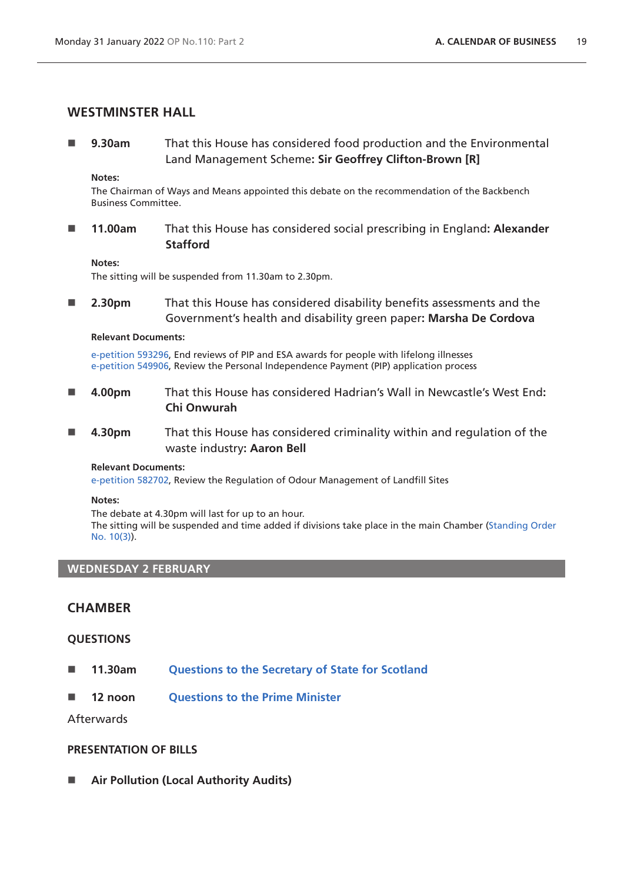## WESTMINSTER HALL

- **9.30am** That this House has considered food production and the Environmental Land Management Scheme: **Sir Geoffrey Clifton-Brown [R]**

**Notes:**
The Chairman of Ways and Means appointed this debate on the recommendation of the Backbench Business Committee.

- **11.00am** That this House has considered social prescribing in England: **Alexander Stafford**

**Notes:**
The sitting will be suspended from 11.30am to 2.30pm.

- **2.30pm** That this House has considered disability benefits assessments and the Government's health and disability green paper: **Marsha De Cordova**

**Relevant Documents:**

e-petition 593296, End reviews of PIP and ESA awards for people with lifelong illnesses
e-petition 549906, Review the Personal Independence Payment (PIP) application process

- **4.00pm** That this House has considered Hadrian's Wall in Newcastle's West End: **Chi Onwurah**

- **4.30pm** That this House has considered criminality within and regulation of the waste industry: **Aaron Bell**

**Relevant Documents:**
e-petition 582702, Review the Regulation of Odour Management of Landfill Sites

**Notes:**
The debate at 4.30pm will last for up to an hour.
The sitting will be suspended and time added if divisions take place in the main Chamber (Standing Order No. 10(3)).

# WEDNESDAY 2 FEBRUARY

## CHAMBER

### QUESTIONS

- **11.30am** Questions to the Secretary of State for Scotland

- **12 noon** Questions to the Prime Minister

Afterwards

### PRESENTATION OF BILLS

- **Air Pollution (Local Authority Audits)**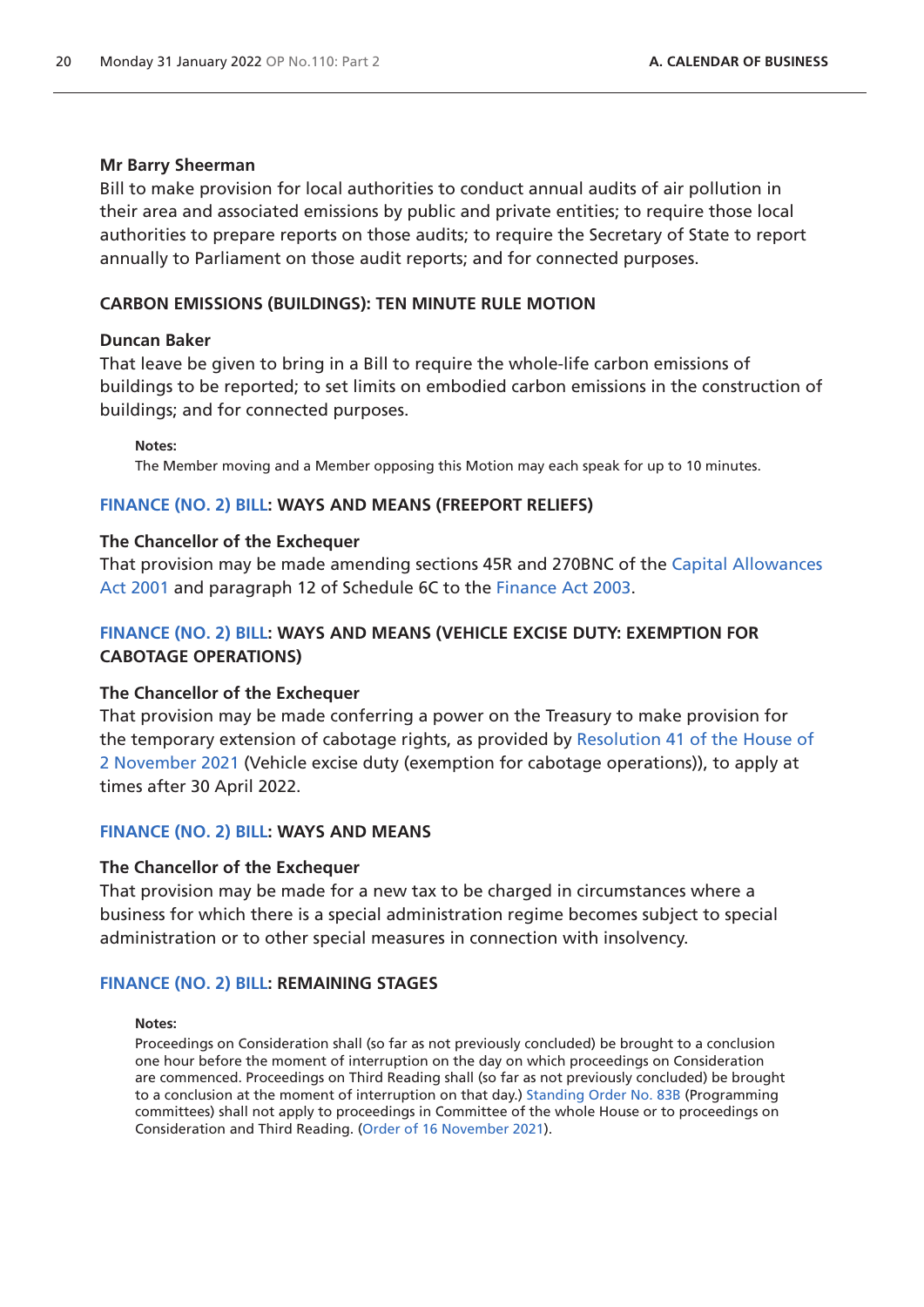**Mr Barry Sheerman**

Bill to make provision for local authorities to conduct annual audits of air pollution in their area and associated emissions by public and private entities; to require those local authorities to prepare reports on those audits; to require the Secretary of State to report annually to Parliament on those audit reports; and for connected purposes.

## CARBON EMISSIONS (BUILDINGS): TEN MINUTE RULE MOTION

**Duncan Baker**

That leave be given to bring in a Bill to require the whole-life carbon emissions of buildings to be reported; to set limits on embodied carbon emissions in the construction of buildings; and for connected purposes.

**Notes:**

The Member moving and a Member opposing this Motion may each speak for up to 10 minutes.

## FINANCE (NO. 2) BILL: WAYS AND MEANS (FREEPORT RELIEFS)

**The Chancellor of the Exchequer**

That provision may be made amending sections 45R and 270BNC of the Capital Allowances Act 2001 and paragraph 12 of Schedule 6C to the Finance Act 2003.

## FINANCE (NO. 2) BILL: WAYS AND MEANS (VEHICLE EXCISE DUTY: EXEMPTION FOR CABOTAGE OPERATIONS)

**The Chancellor of the Exchequer**

That provision may be made conferring a power on the Treasury to make provision for the temporary extension of cabotage rights, as provided by Resolution 41 of the House of 2 November 2021 (Vehicle excise duty (exemption for cabotage operations)), to apply at times after 30 April 2022.

## FINANCE (NO. 2) BILL: WAYS AND MEANS

**The Chancellor of the Exchequer**

That provision may be made for a new tax to be charged in circumstances where a business for which there is a special administration regime becomes subject to special administration or to other special measures in connection with insolvency.

## FINANCE (NO. 2) BILL: REMAINING STAGES

**Notes:**

Proceedings on Consideration shall (so far as not previously concluded) be brought to a conclusion one hour before the moment of interruption on the day on which proceedings on Consideration are commenced. Proceedings on Third Reading shall (so far as not previously concluded) be brought to a conclusion at the moment of interruption on that day.) Standing Order No. 83B (Programming committees) shall not apply to proceedings in Committee of the whole House or to proceedings on Consideration and Third Reading. (Order of 16 November 2021).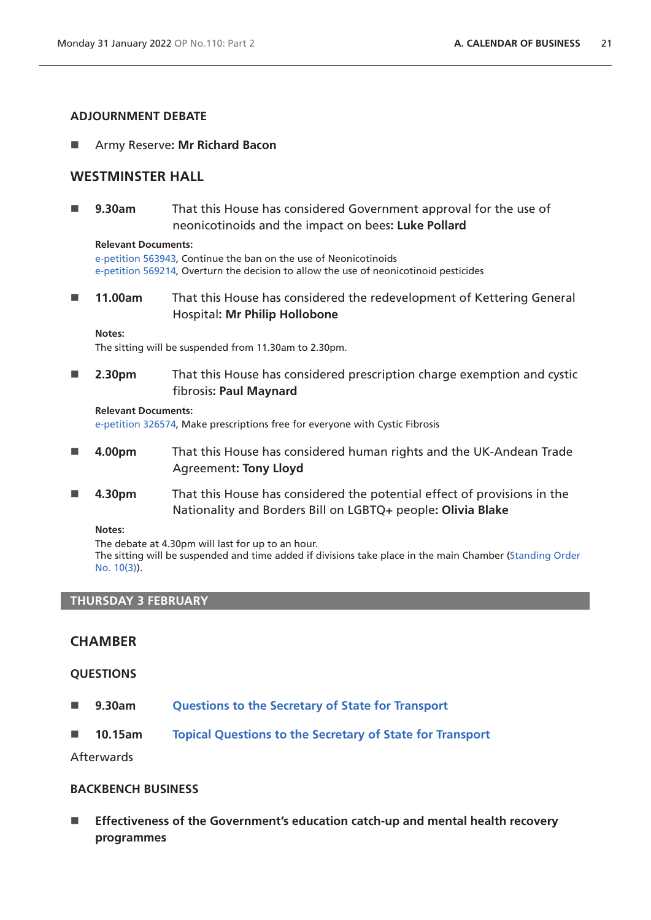## ADJOURNMENT DEBATE

- Army Reserve: **Mr Richard Bacon**

## WESTMINSTER HALL

- **9.30am** That this House has considered Government approval for the use of neonicotinoids and the impact on bees: **Luke Pollard**

**Relevant Documents:**
e-petition 563943, Continue the ban on the use of Neonicotinoids
e-petition 569214, Overturn the decision to allow the use of neonicotinoid pesticides

- **11.00am** That this House has considered the redevelopment of Kettering General Hospital: **Mr Philip Hollobone**

**Notes:**
The sitting will be suspended from 11.30am to 2.30pm.

- **2.30pm** That this House has considered prescription charge exemption and cystic fibrosis: **Paul Maynard**

**Relevant Documents:**
e-petition 326574, Make prescriptions free for everyone with Cystic Fibrosis

- **4.00pm** That this House has considered human rights and the UK-Andean Trade Agreement: **Tony Lloyd**

- **4.30pm** That this House has considered the potential effect of provisions in the Nationality and Borders Bill on LGBTQ+ people: **Olivia Blake**

**Notes:**
The debate at 4.30pm will last for up to an hour.
The sitting will be suspended and time added if divisions take place in the main Chamber (Standing Order No. 10(3)).

# THURSDAY 3 FEBRUARY

## CHAMBER

### QUESTIONS

- **9.30am** Questions to the Secretary of State for Transport

- **10.15am** Topical Questions to the Secretary of State for Transport

Afterwards

### BACKBENCH BUSINESS

- **Effectiveness of the Government’s education catch-up and mental health recovery programmes**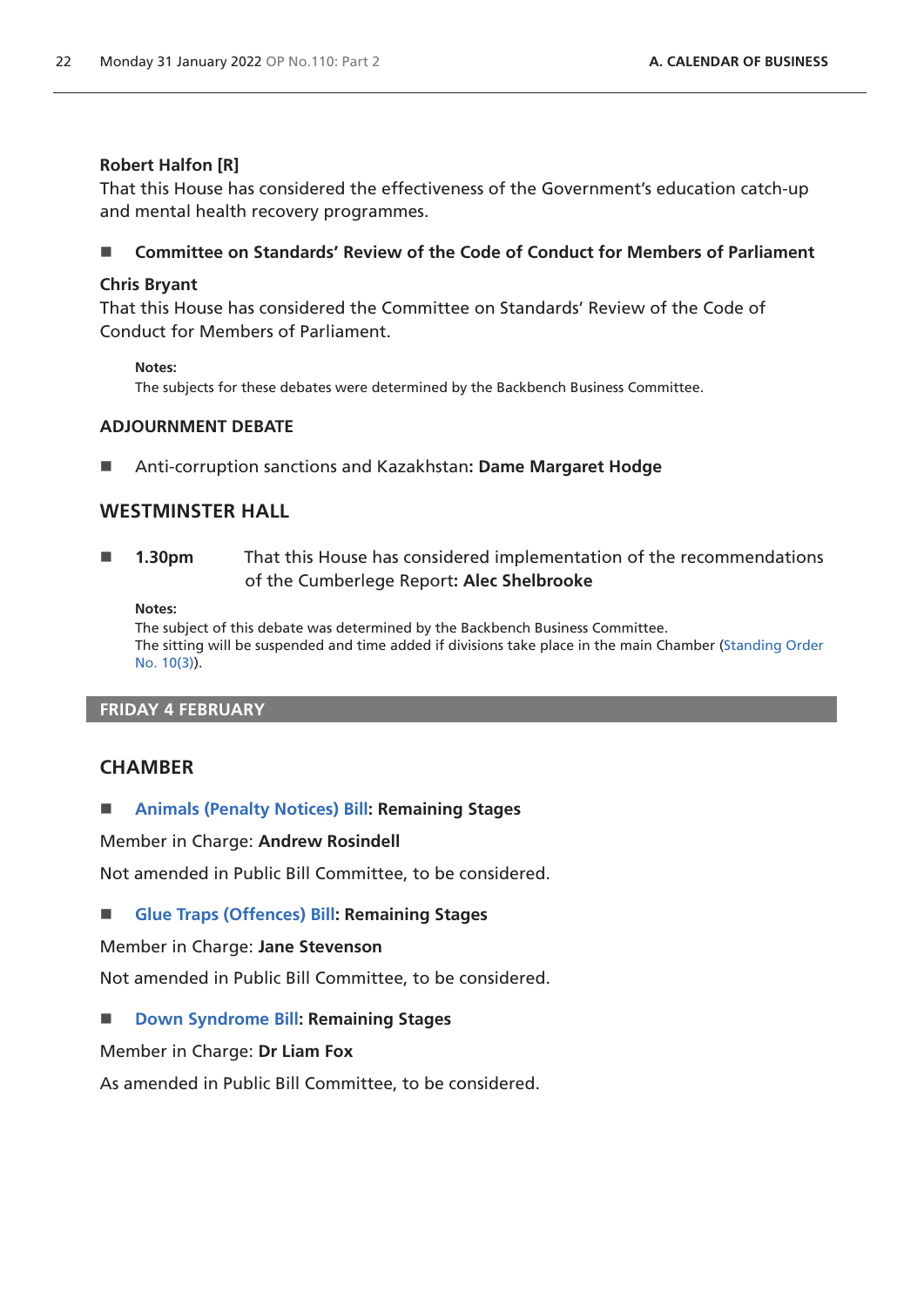**Robert Halfon [R]**
That this House has considered the effectiveness of the Government's education catch-up and mental health recovery programmes.

■ **Committee on Standards' Review of the Code of Conduct for Members of Parliament**

**Chris Bryant**
That this House has considered the Committee on Standards' Review of the Code of Conduct for Members of Parliament.

> **Notes:**
> The subjects for these debates were determined by the Backbench Business Committee.

### ADJOURNMENT DEBATE

■ Anti-corruption sanctions and Kazakhstan**: Dame Margaret Hodge**

## WESTMINSTER HALL

■ **1.30pm** That this House has considered implementation of the recommendations of the Cumberlege Report**: Alec Shelbrooke**

> **Notes:**
> The subject of this debate was determined by the Backbench Business Committee.
> The sitting will be suspended and time added if divisions take place in the main Chamber (Standing Order No. 10(3)).

## FRIDAY 4 FEBRUARY

## CHAMBER

■ Animals (Penalty Notices) Bill**: Remaining Stages**

Member in Charge: **Andrew Rosindell**

Not amended in Public Bill Committee, to be considered.

■ Glue Traps (Offences) Bill**: Remaining Stages**

Member in Charge: **Jane Stevenson**

Not amended in Public Bill Committee, to be considered.

■ Down Syndrome Bill**: Remaining Stages**

Member in Charge: **Dr Liam Fox**

As amended in Public Bill Committee, to be considered.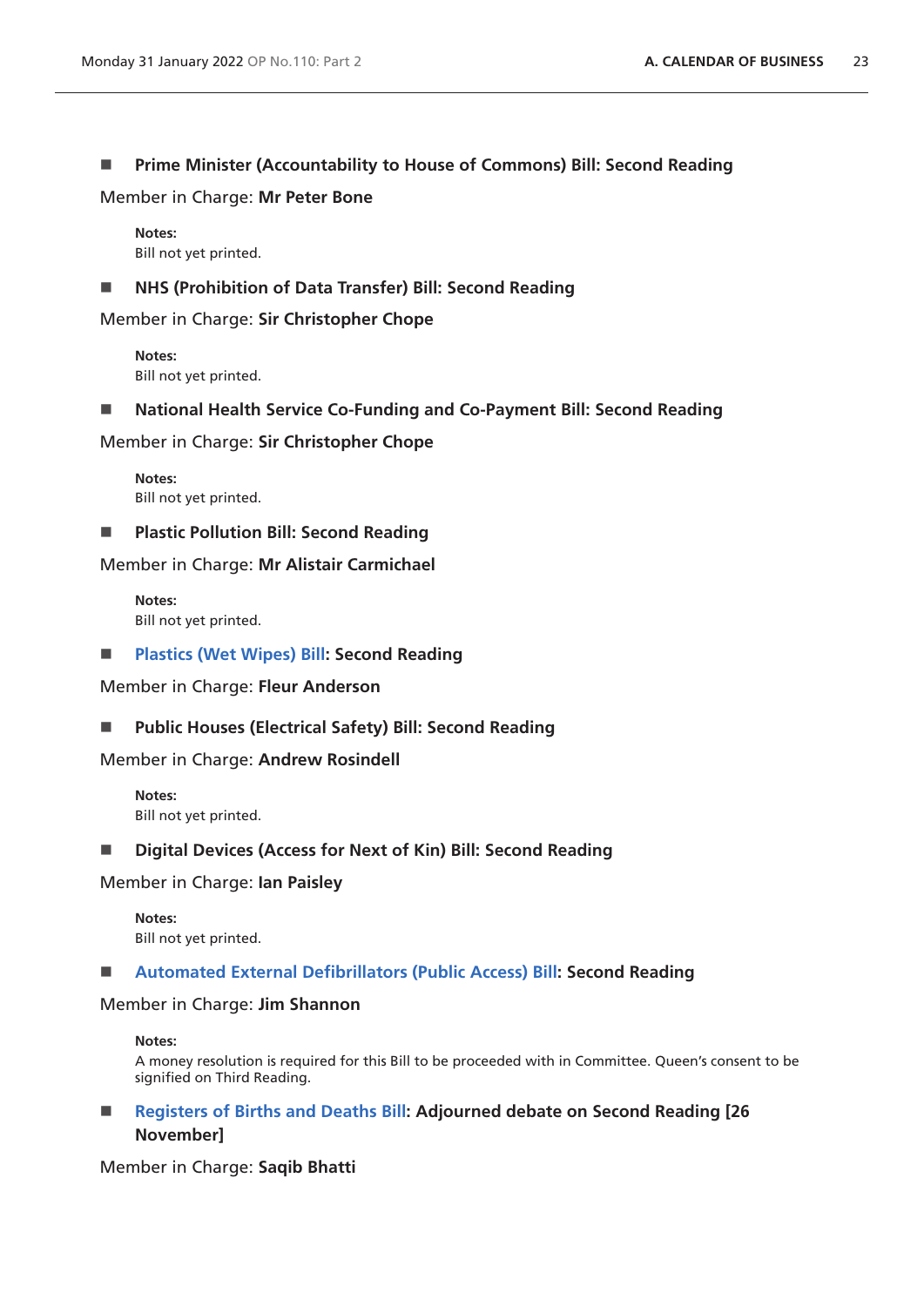■ **Prime Minister (Accountability to House of Commons) Bill: Second Reading**

Member in Charge: **Mr Peter Bone**

**Notes:**
Bill not yet printed.

■ **NHS (Prohibition of Data Transfer) Bill: Second Reading**

Member in Charge: **Sir Christopher Chope**

**Notes:**
Bill not yet printed.

■ **National Health Service Co-Funding and Co-Payment Bill: Second Reading**

Member in Charge: **Sir Christopher Chope**

**Notes:**
Bill not yet printed.

■ **Plastic Pollution Bill: Second Reading**

Member in Charge: **Mr Alistair Carmichael**

**Notes:**
Bill not yet printed.

■ **Plastics (Wet Wipes) Bill: Second Reading**

Member in Charge: **Fleur Anderson**

■ **Public Houses (Electrical Safety) Bill: Second Reading**

Member in Charge: **Andrew Rosindell**

**Notes:**
Bill not yet printed.

■ **Digital Devices (Access for Next of Kin) Bill: Second Reading**

Member in Charge: **Ian Paisley**

**Notes:**
Bill not yet printed.

■ **Automated External Defibrillators (Public Access) Bill: Second Reading**

Member in Charge: **Jim Shannon**

**Notes:**
A money resolution is required for this Bill to be proceeded with in Committee. Queen's consent to be signified on Third Reading.

■ **Registers of Births and Deaths Bill: Adjourned debate on Second Reading [26 November]**

Member in Charge: **Saqib Bhatti**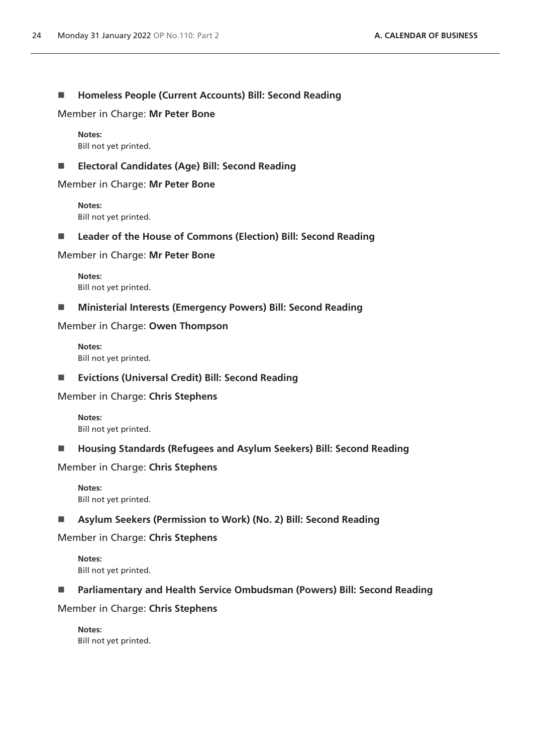■ **Homeless People (Current Accounts) Bill: Second Reading**

Member in Charge: **Mr Peter Bone**

**Notes:**
Bill not yet printed.

■ **Electoral Candidates (Age) Bill: Second Reading**

Member in Charge: **Mr Peter Bone**

**Notes:**
Bill not yet printed.

■ **Leader of the House of Commons (Election) Bill: Second Reading**

Member in Charge: **Mr Peter Bone**

**Notes:**
Bill not yet printed.

■ **Ministerial Interests (Emergency Powers) Bill: Second Reading**

Member in Charge: **Owen Thompson**

**Notes:**
Bill not yet printed.

■ **Evictions (Universal Credit) Bill: Second Reading**

Member in Charge: **Chris Stephens**

**Notes:**
Bill not yet printed.

■ **Housing Standards (Refugees and Asylum Seekers) Bill: Second Reading**

Member in Charge: **Chris Stephens**

**Notes:**
Bill not yet printed.

■ **Asylum Seekers (Permission to Work) (No. 2) Bill: Second Reading**

Member in Charge: **Chris Stephens**

**Notes:**
Bill not yet printed.

■ **Parliamentary and Health Service Ombudsman (Powers) Bill: Second Reading**

Member in Charge: **Chris Stephens**

**Notes:**
Bill not yet printed.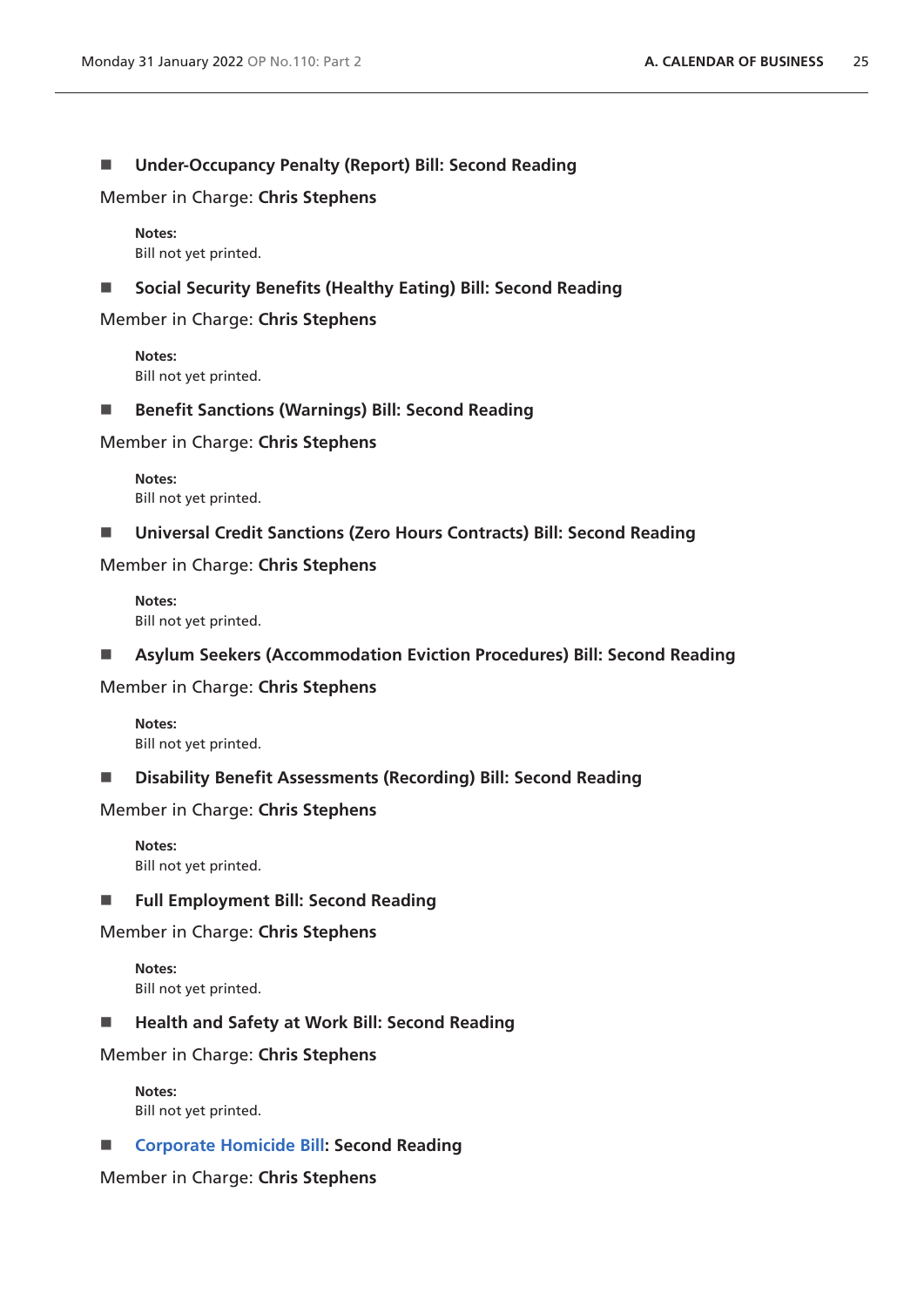■ **Under-Occupancy Penalty (Report) Bill: Second Reading**

Member in Charge: **Chris Stephens**

**Notes:**
Bill not yet printed.

■ **Social Security Benefits (Healthy Eating) Bill: Second Reading**

Member in Charge: **Chris Stephens**

**Notes:**
Bill not yet printed.

■ **Benefit Sanctions (Warnings) Bill: Second Reading**

Member in Charge: **Chris Stephens**

**Notes:**
Bill not yet printed.

■ **Universal Credit Sanctions (Zero Hours Contracts) Bill: Second Reading**

Member in Charge: **Chris Stephens**

**Notes:**
Bill not yet printed.

■ **Asylum Seekers (Accommodation Eviction Procedures) Bill: Second Reading**

Member in Charge: **Chris Stephens**

**Notes:**
Bill not yet printed.

■ **Disability Benefit Assessments (Recording) Bill: Second Reading**

Member in Charge: **Chris Stephens**

**Notes:**
Bill not yet printed.

■ **Full Employment Bill: Second Reading**

Member in Charge: **Chris Stephens**

**Notes:**
Bill not yet printed.

■ **Health and Safety at Work Bill: Second Reading**

Member in Charge: **Chris Stephens**

**Notes:**
Bill not yet printed.

■ **Corporate Homicide Bill: Second Reading**

Member in Charge: **Chris Stephens**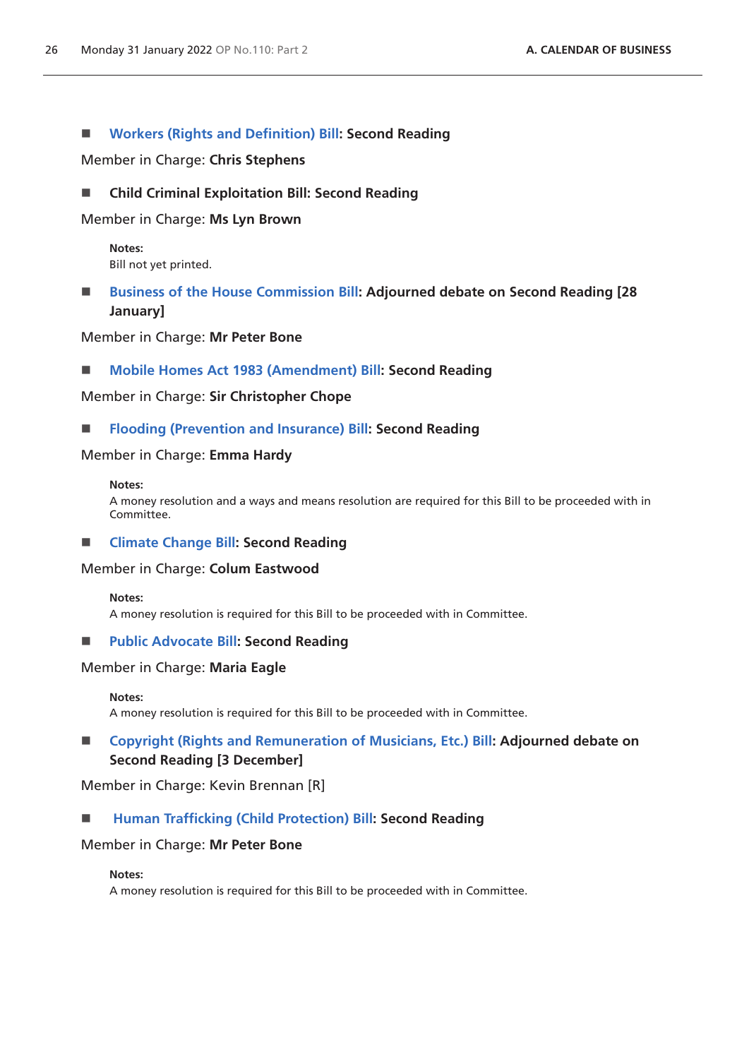■ **Workers (Rights and Definition) Bill: Second Reading**

Member in Charge: **Chris Stephens**

■ **Child Criminal Exploitation Bill: Second Reading**

Member in Charge: **Ms Lyn Brown**

> **Notes:**
> Bill not yet printed.

■ **Business of the House Commission Bill: Adjourned debate on Second Reading [28 January]**

Member in Charge: **Mr Peter Bone**

■ **Mobile Homes Act 1983 (Amendment) Bill: Second Reading**

Member in Charge: **Sir Christopher Chope**

■ **Flooding (Prevention and Insurance) Bill: Second Reading**

Member in Charge: **Emma Hardy**

> **Notes:**
> A money resolution and a ways and means resolution are required for this Bill to be proceeded with in Committee.

■ **Climate Change Bill: Second Reading**

Member in Charge: **Colum Eastwood**

> **Notes:**
> A money resolution is required for this Bill to be proceeded with in Committee.

■ **Public Advocate Bill: Second Reading**

Member in Charge: **Maria Eagle**

> **Notes:**
> A money resolution is required for this Bill to be proceeded with in Committee.

■ **Copyright (Rights and Remuneration of Musicians, Etc.) Bill: Adjourned debate on Second Reading [3 December]**

Member in Charge: Kevin Brennan [R]

■ **Human Trafficking (Child Protection) Bill: Second Reading**

Member in Charge: **Mr Peter Bone**

> **Notes:**
> A money resolution is required for this Bill to be proceeded with in Committee.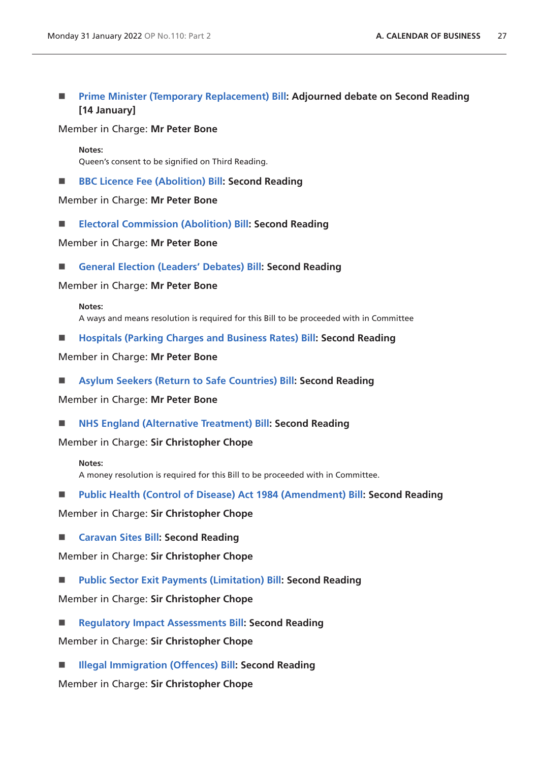- **Prime Minister (Temporary Replacement) Bill: Adjourned debate on Second Reading [14 January]**

Member in Charge: **Mr Peter Bone**

> **Notes:**
> Queen's consent to be signified on Third Reading.

- **BBC Licence Fee (Abolition) Bill: Second Reading**

Member in Charge: **Mr Peter Bone**

- **Electoral Commission (Abolition) Bill: Second Reading**

Member in Charge: **Mr Peter Bone**

- **General Election (Leaders' Debates) Bill: Second Reading**

Member in Charge: **Mr Peter Bone**

> **Notes:**
> A ways and means resolution is required for this Bill to be proceeded with in Committee

- **Hospitals (Parking Charges and Business Rates) Bill: Second Reading**

Member in Charge: **Mr Peter Bone**

- **Asylum Seekers (Return to Safe Countries) Bill: Second Reading**

Member in Charge: **Mr Peter Bone**

- **NHS England (Alternative Treatment) Bill: Second Reading**

Member in Charge: **Sir Christopher Chope**

> **Notes:**
> A money resolution is required for this Bill to be proceeded with in Committee.

- **Public Health (Control of Disease) Act 1984 (Amendment) Bill: Second Reading**

Member in Charge: **Sir Christopher Chope**

- **Caravan Sites Bill: Second Reading**

Member in Charge: **Sir Christopher Chope**

- **Public Sector Exit Payments (Limitation) Bill: Second Reading**

Member in Charge: **Sir Christopher Chope**

- **Regulatory Impact Assessments Bill: Second Reading**

Member in Charge: **Sir Christopher Chope**

- **Illegal Immigration (Offences) Bill: Second Reading**

Member in Charge: **Sir Christopher Chope**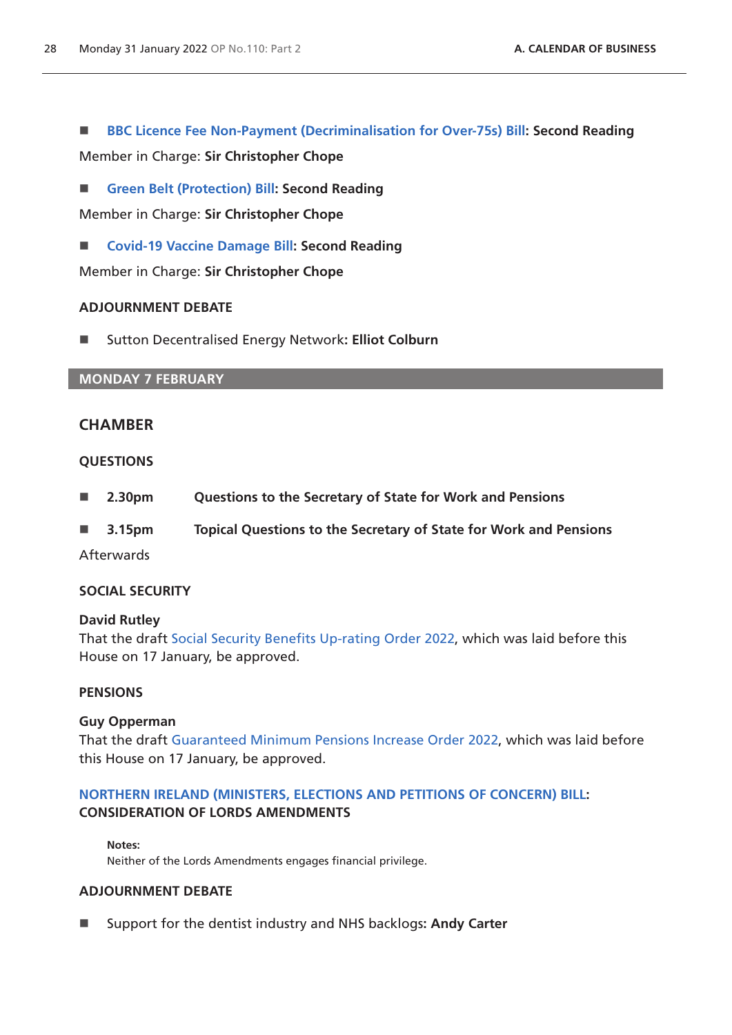- **BBC Licence Fee Non-Payment (Decriminalisation for Over-75s) Bill: Second Reading**

Member in Charge: **Sir Christopher Chope**

- **Green Belt (Protection) Bill: Second Reading**

Member in Charge: **Sir Christopher Chope**

- **Covid-19 Vaccine Damage Bill: Second Reading**

Member in Charge: **Sir Christopher Chope**

#### ADJOURNMENT DEBATE

- Sutton Decentralised Energy Network: **Elliot Colburn**

## MONDAY 7 FEBRUARY

### CHAMBER

#### QUESTIONS

- **2.30pm** **Questions to the Secretary of State for Work and Pensions**
- **3.15pm** **Topical Questions to the Secretary of State for Work and Pensions**

Afterwards

#### SOCIAL SECURITY

**David Rutley**
That the draft Social Security Benefits Up-rating Order 2022, which was laid before this House on 17 January, be approved.

#### PENSIONS

**Guy Opperman**
That the draft Guaranteed Minimum Pensions Increase Order 2022, which was laid before this House on 17 January, be approved.

#### NORTHERN IRELAND (MINISTERS, ELECTIONS AND PETITIONS OF CONCERN) BILL: CONSIDERATION OF LORDS AMENDMENTS

**Notes:**
Neither of the Lords Amendments engages financial privilege.

#### ADJOURNMENT DEBATE

- Support for the dentist industry and NHS backlogs: **Andy Carter**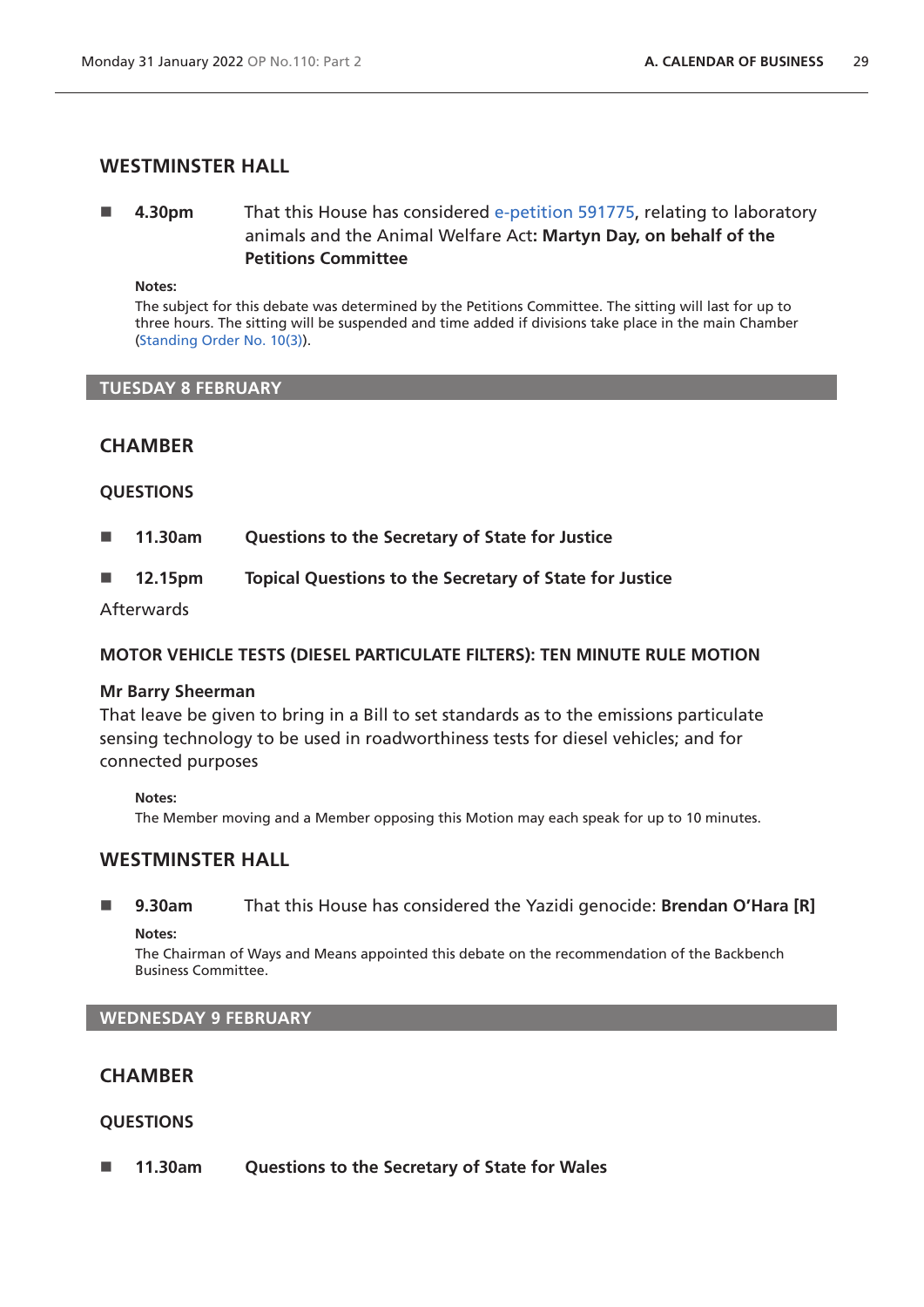## WESTMINSTER HALL

■ **4.30pm** That this House has considered e-petition 591775, relating to laboratory animals and the Animal Welfare Act: **Martyn Day, on behalf of the Petitions Committee**

**Notes:**
The subject for this debate was determined by the Petitions Committee. The sitting will last for up to three hours. The sitting will be suspended and time added if divisions take place in the main Chamber (Standing Order No. 10(3)).

# TUESDAY 8 FEBRUARY

## CHAMBER

### QUESTIONS

■ **11.30am** **Questions to the Secretary of State for Justice**

■ **12.15pm** **Topical Questions to the Secretary of State for Justice**

Afterwards

### MOTOR VEHICLE TESTS (DIESEL PARTICULATE FILTERS): TEN MINUTE RULE MOTION

**Mr Barry Sheerman**
That leave be given to bring in a Bill to set standards as to the emissions particulate sensing technology to be used in roadworthiness tests for diesel vehicles; and for connected purposes

**Notes:**
The Member moving and a Member opposing this Motion may each speak for up to 10 minutes.

## WESTMINSTER HALL

■ **9.30am** That this House has considered the Yazidi genocide: **Brendan O'Hara [R]**

**Notes:**
The Chairman of Ways and Means appointed this debate on the recommendation of the Backbench Business Committee.

# WEDNESDAY 9 FEBRUARY

## CHAMBER

### QUESTIONS

■ **11.30am** **Questions to the Secretary of State for Wales**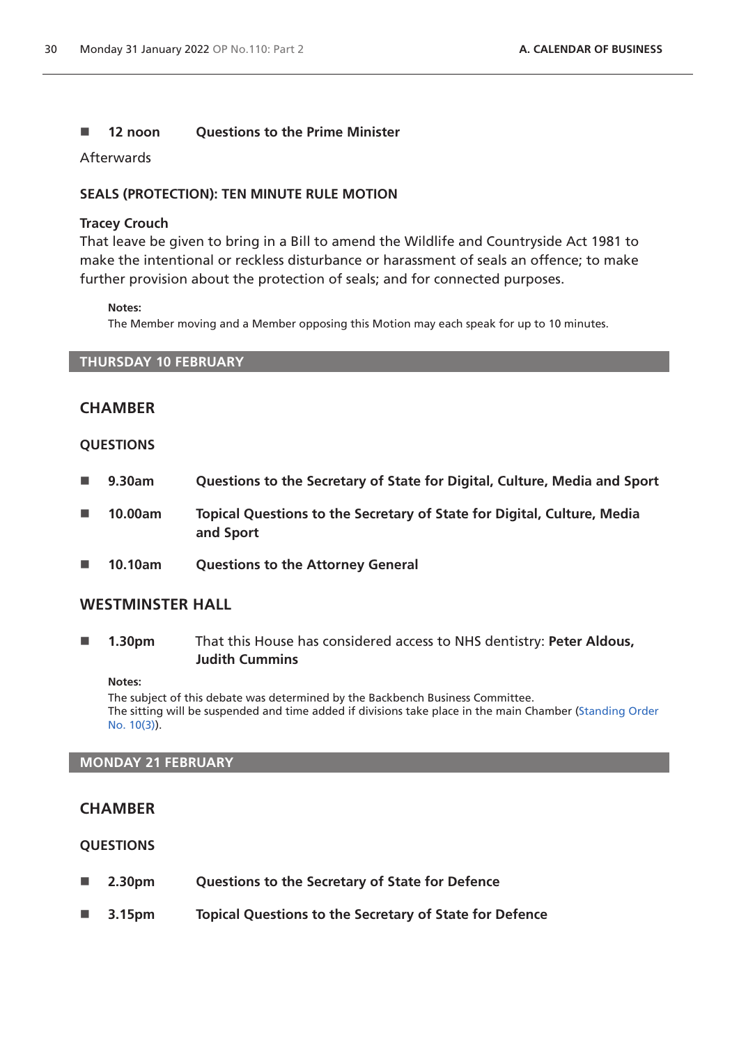- **12 noon** **Questions to the Prime Minister**

Afterwards

### SEALS (PROTECTION): TEN MINUTE RULE MOTION

**Tracey Crouch**
That leave be given to bring in a Bill to amend the Wildlife and Countryside Act 1981 to make the intentional or reckless disturbance or harassment of seals an offence; to make further provision about the protection of seals; and for connected purposes.

**Notes:**
The Member moving and a Member opposing this Motion may each speak for up to 10 minutes.

## THURSDAY 10 FEBRUARY

### CHAMBER

#### QUESTIONS

- **9.30am** **Questions to the Secretary of State for Digital, Culture, Media and Sport**
- **10.00am** **Topical Questions to the Secretary of State for Digital, Culture, Media and Sport**
- **10.10am** **Questions to the Attorney General**

### WESTMINSTER HALL

- **1.30pm** That this House has considered access to NHS dentistry: **Peter Aldous, Judith Cummins**

**Notes:**
The subject of this debate was determined by the Backbench Business Committee.
The sitting will be suspended and time added if divisions take place in the main Chamber (Standing Order No. 10(3)).

## MONDAY 21 FEBRUARY

### CHAMBER

#### QUESTIONS

- **2.30pm** **Questions to the Secretary of State for Defence**
- **3.15pm** **Topical Questions to the Secretary of State for Defence**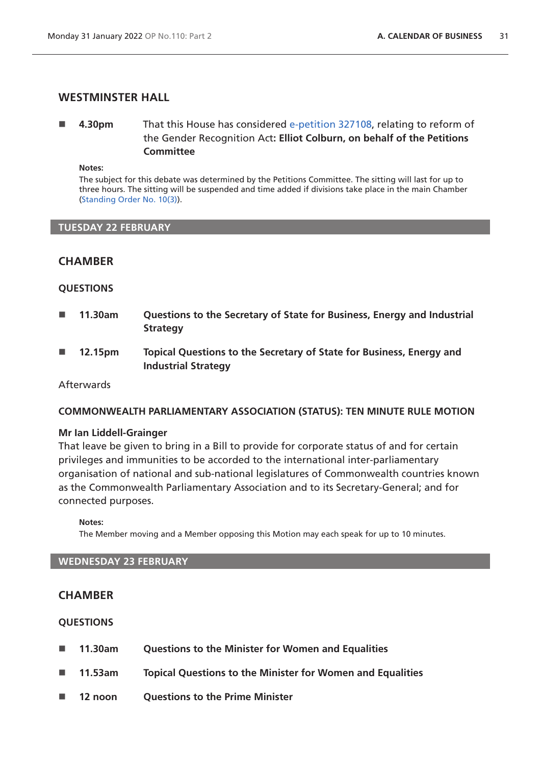## WESTMINSTER HALL

- **4.30pm** That this House has considered e-petition 327108, relating to reform of the Gender Recognition Act: **Elliot Colburn, on behalf of the Petitions Committee**

**Notes:**
The subject for this debate was determined by the Petitions Committee. The sitting will last for up to three hours. The sitting will be suspended and time added if divisions take place in the main Chamber (Standing Order No. 10(3)).

## TUESDAY 22 FEBRUARY

## CHAMBER

### QUESTIONS

- **11.30am** **Questions to the Secretary of State for Business, Energy and Industrial Strategy**
- **12.15pm** **Topical Questions to the Secretary of State for Business, Energy and Industrial Strategy**

Afterwards

### COMMONWEALTH PARLIAMENTARY ASSOCIATION (STATUS): TEN MINUTE RULE MOTION

**Mr Ian Liddell-Grainger**
That leave be given to bring in a Bill to provide for corporate status of and for certain privileges and immunities to be accorded to the international inter-parliamentary organisation of national and sub-national legislatures of Commonwealth countries known as the Commonwealth Parliamentary Association and to its Secretary-General; and for connected purposes.

**Notes:**
The Member moving and a Member opposing this Motion may each speak for up to 10 minutes.

## WEDNESDAY 23 FEBRUARY

## CHAMBER

### QUESTIONS

- **11.30am** **Questions to the Minister for Women and Equalities**
- **11.53am** **Topical Questions to the Minister for Women and Equalities**
- **12 noon** **Questions to the Prime Minister**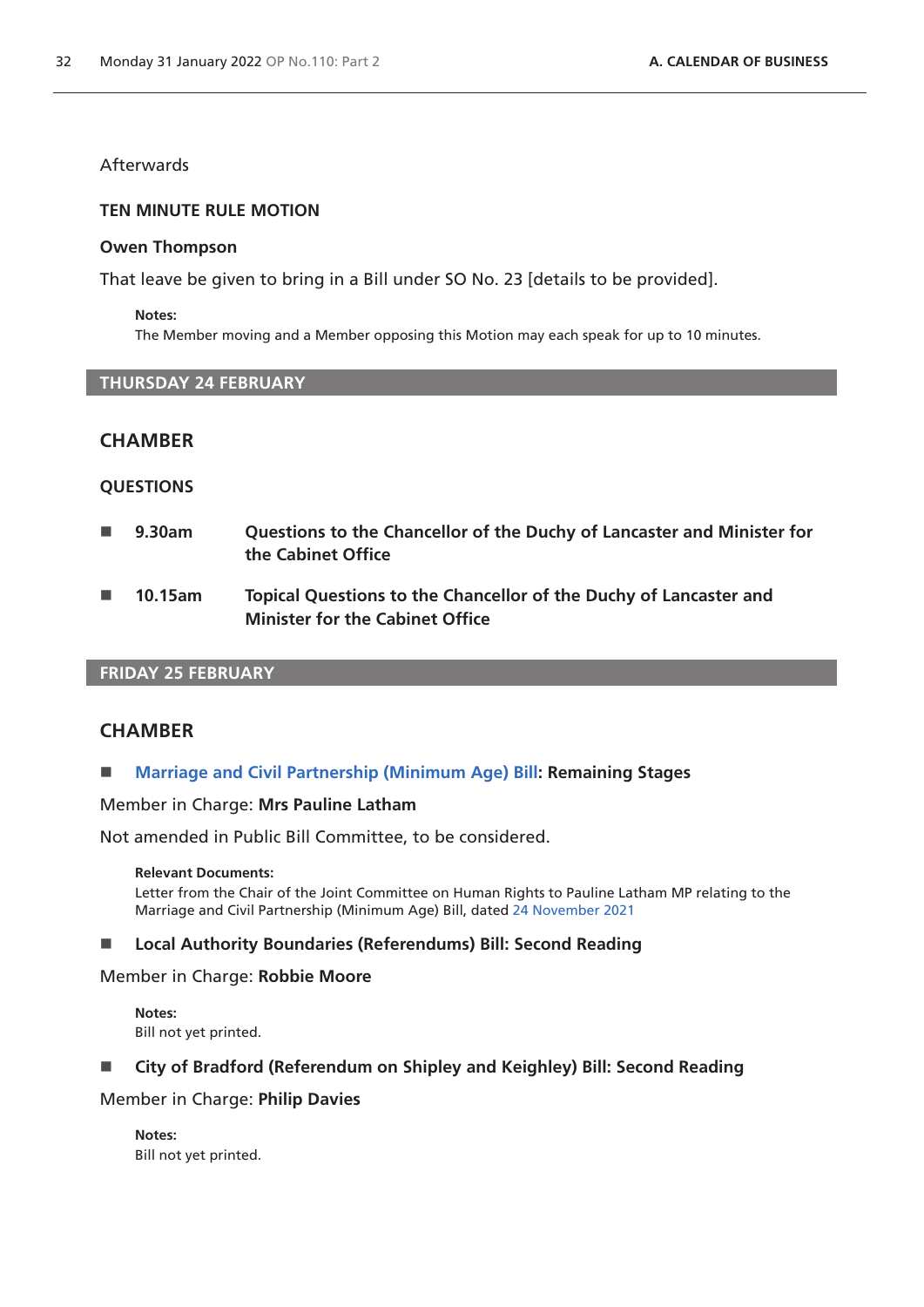Afterwards

**TEN MINUTE RULE MOTION**

**Owen Thompson**

That leave be given to bring in a Bill under SO No. 23 [details to be provided].

**Notes:**
The Member moving and a Member opposing this Motion may each speak for up to 10 minutes.

## THURSDAY 24 FEBRUARY

## CHAMBER

### QUESTIONS

- **9.30am** **Questions to the Chancellor of the Duchy of Lancaster and Minister for the Cabinet Office**
- **10.15am** **Topical Questions to the Chancellor of the Duchy of Lancaster and Minister for the Cabinet Office**

## FRIDAY 25 FEBRUARY

## CHAMBER

- **Marriage and Civil Partnership (Minimum Age) Bill: Remaining Stages**

Member in Charge: **Mrs Pauline Latham**

Not amended in Public Bill Committee, to be considered.

**Relevant Documents:**
Letter from the Chair of the Joint Committee on Human Rights to Pauline Latham MP relating to the Marriage and Civil Partnership (Minimum Age) Bill, dated 24 November 2021

- **Local Authority Boundaries (Referendums) Bill: Second Reading**

Member in Charge: **Robbie Moore**

**Notes:**
Bill not yet printed.

- **City of Bradford (Referendum on Shipley and Keighley) Bill: Second Reading**

Member in Charge: **Philip Davies**

**Notes:**
Bill not yet printed.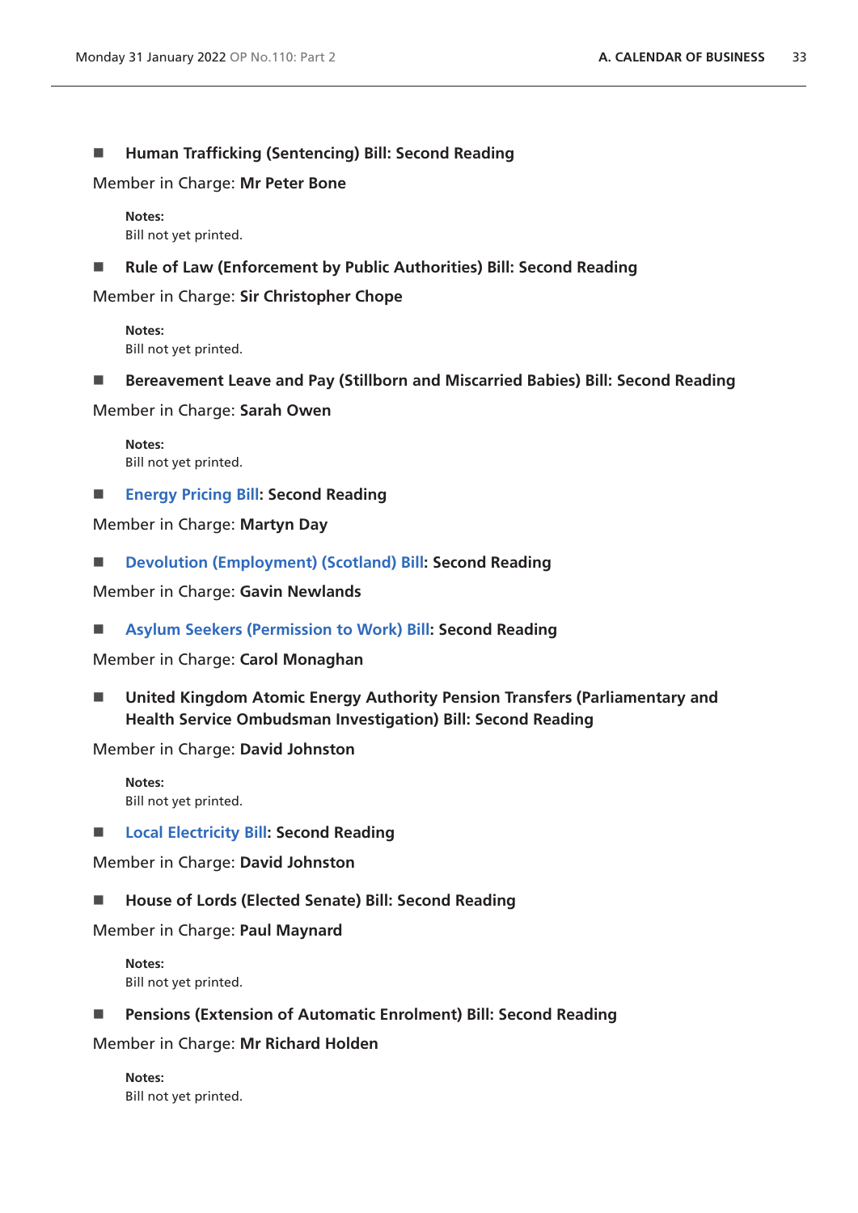- **Human Trafficking (Sentencing) Bill: Second Reading**

Member in Charge: **Mr Peter Bone**

> **Notes:**
> Bill not yet printed.

- **Rule of Law (Enforcement by Public Authorities) Bill: Second Reading**

Member in Charge: **Sir Christopher Chope**

> **Notes:**
> Bill not yet printed.

- **Bereavement Leave and Pay (Stillborn and Miscarried Babies) Bill: Second Reading**

Member in Charge: **Sarah Owen**

> **Notes:**
> Bill not yet printed.

- **Energy Pricing Bill: Second Reading**

Member in Charge: **Martyn Day**

- **Devolution (Employment) (Scotland) Bill: Second Reading**

Member in Charge: **Gavin Newlands**

- **Asylum Seekers (Permission to Work) Bill: Second Reading**

Member in Charge: **Carol Monaghan**

- **United Kingdom Atomic Energy Authority Pension Transfers (Parliamentary and Health Service Ombudsman Investigation) Bill: Second Reading**

Member in Charge: **David Johnston**

> **Notes:**
> Bill not yet printed.

- **Local Electricity Bill: Second Reading**

Member in Charge: **David Johnston**

- **House of Lords (Elected Senate) Bill: Second Reading**

Member in Charge: **Paul Maynard**

> **Notes:**
> Bill not yet printed.

- **Pensions (Extension of Automatic Enrolment) Bill: Second Reading**

Member in Charge: **Mr Richard Holden**

> **Notes:**
> Bill not yet printed.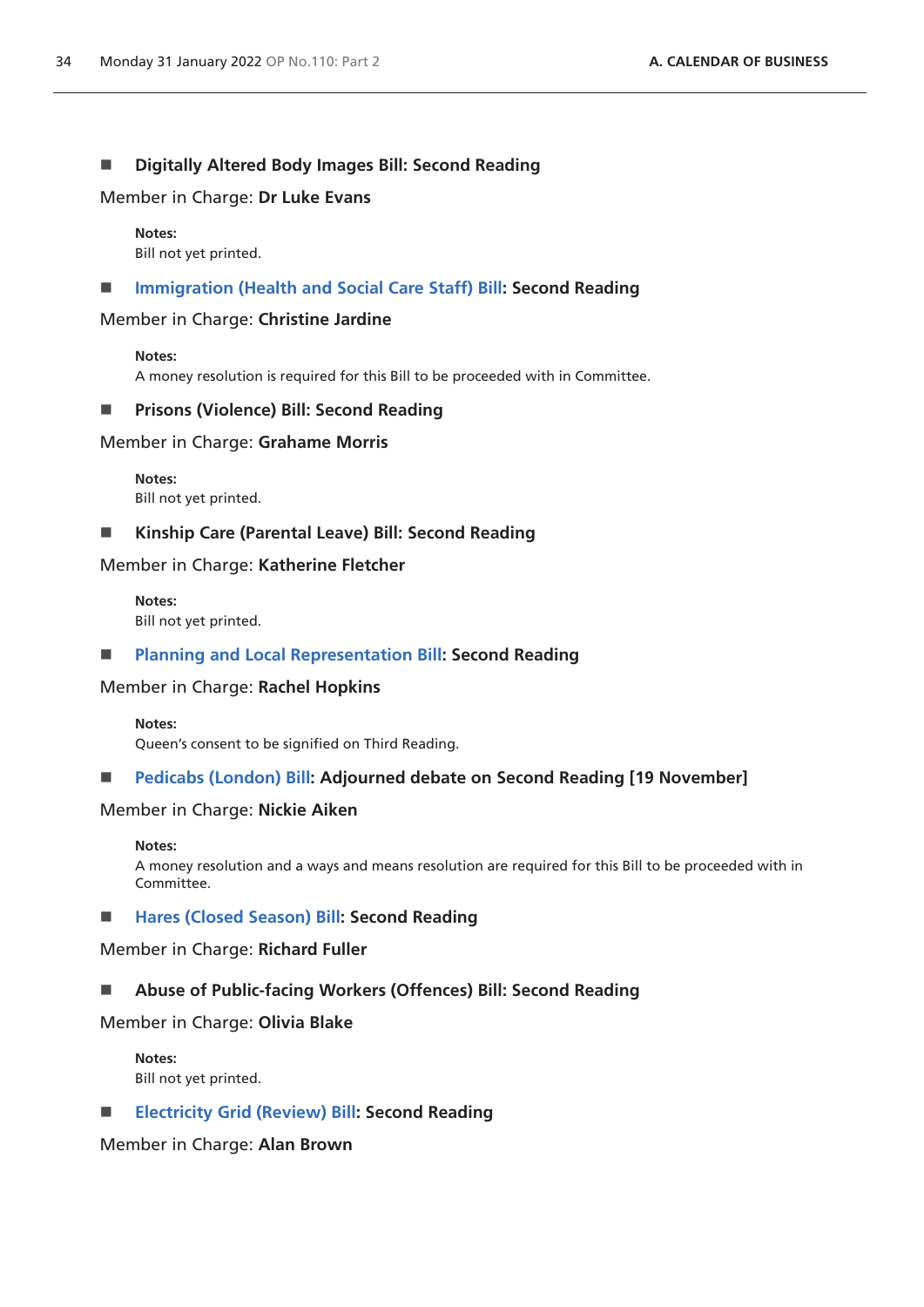- **Digitally Altered Body Images Bill: Second Reading**

Member in Charge: **Dr Luke Evans**

> **Notes:**
> Bill not yet printed.

- **Immigration (Health and Social Care Staff) Bill: Second Reading**

Member in Charge: **Christine Jardine**

> **Notes:**
> A money resolution is required for this Bill to be proceeded with in Committee.

- **Prisons (Violence) Bill: Second Reading**

Member in Charge: **Grahame Morris**

> **Notes:**
> Bill not yet printed.

- **Kinship Care (Parental Leave) Bill: Second Reading**

Member in Charge: **Katherine Fletcher**

> **Notes:**
> Bill not yet printed.

- **Planning and Local Representation Bill: Second Reading**

Member in Charge: **Rachel Hopkins**

> **Notes:**
> Queen's consent to be signified on Third Reading.

- **Pedicabs (London) Bill: Adjourned debate on Second Reading [19 November]**

Member in Charge: **Nickie Aiken**

> **Notes:**
> A money resolution and a ways and means resolution are required for this Bill to be proceeded with in Committee.

- **Hares (Closed Season) Bill: Second Reading**

Member in Charge: **Richard Fuller**

- **Abuse of Public-facing Workers (Offences) Bill: Second Reading**

Member in Charge: **Olivia Blake**

> **Notes:**
> Bill not yet printed.

- **Electricity Grid (Review) Bill: Second Reading**

Member in Charge: **Alan Brown**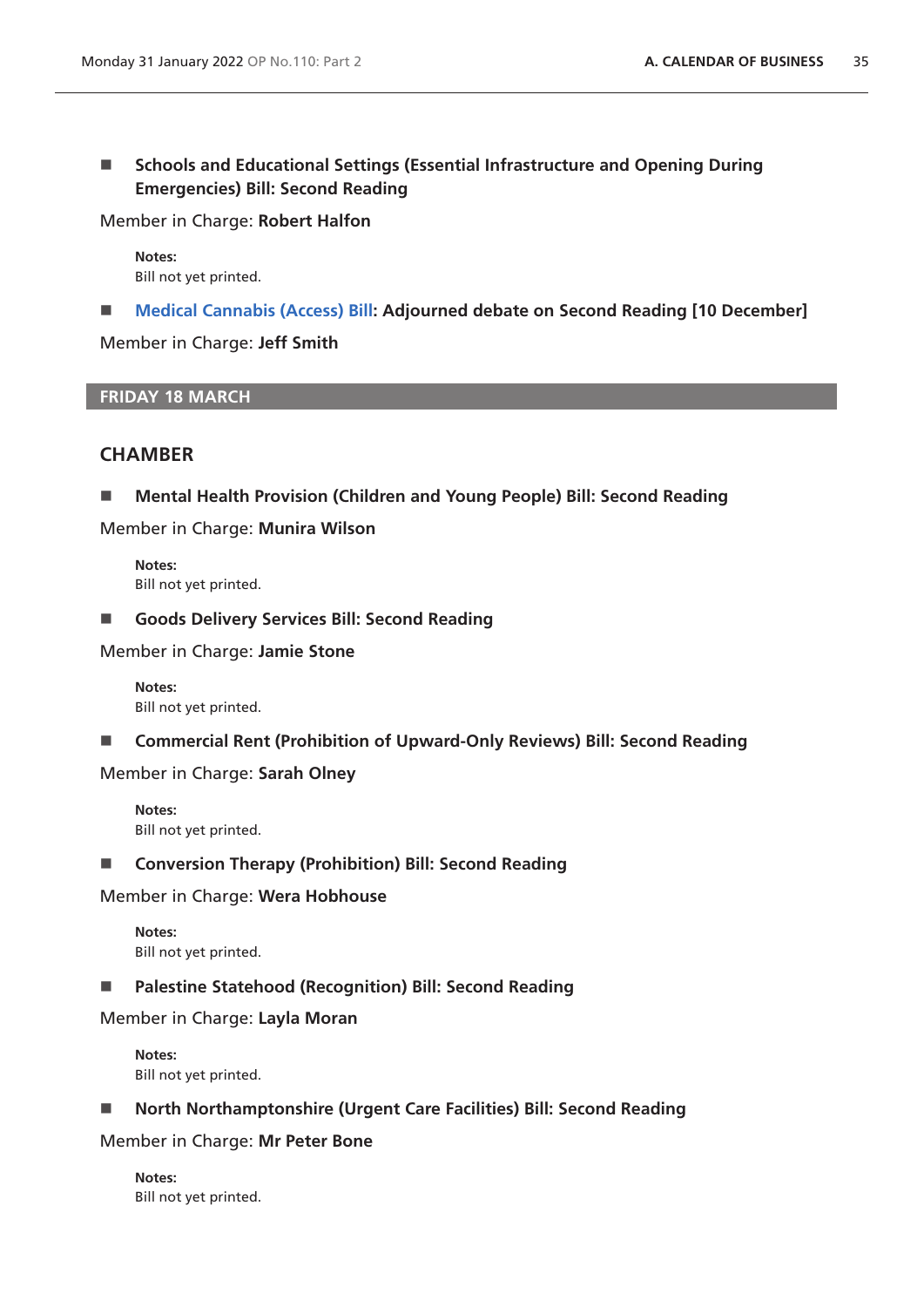■ **Schools and Educational Settings (Essential Infrastructure and Opening During Emergencies) Bill: Second Reading**

Member in Charge: **Robert Halfon**

**Notes:**
Bill not yet printed.

■ **Medical Cannabis (Access) Bill: Adjourned debate on Second Reading [10 December]**

Member in Charge: **Jeff Smith**

## FRIDAY 18 MARCH

### CHAMBER

■ **Mental Health Provision (Children and Young People) Bill: Second Reading**

Member in Charge: **Munira Wilson**

**Notes:**
Bill not yet printed.

■ **Goods Delivery Services Bill: Second Reading**

Member in Charge: **Jamie Stone**

**Notes:**
Bill not yet printed.

■ **Commercial Rent (Prohibition of Upward-Only Reviews) Bill: Second Reading**

Member in Charge: **Sarah Olney**

**Notes:**
Bill not yet printed.

■ **Conversion Therapy (Prohibition) Bill: Second Reading**

Member in Charge: **Wera Hobhouse**

**Notes:**
Bill not yet printed.

■ **Palestine Statehood (Recognition) Bill: Second Reading**

Member in Charge: **Layla Moran**

**Notes:**
Bill not yet printed.

■ **North Northamptonshire (Urgent Care Facilities) Bill: Second Reading**

Member in Charge: **Mr Peter Bone**

**Notes:**
Bill not yet printed.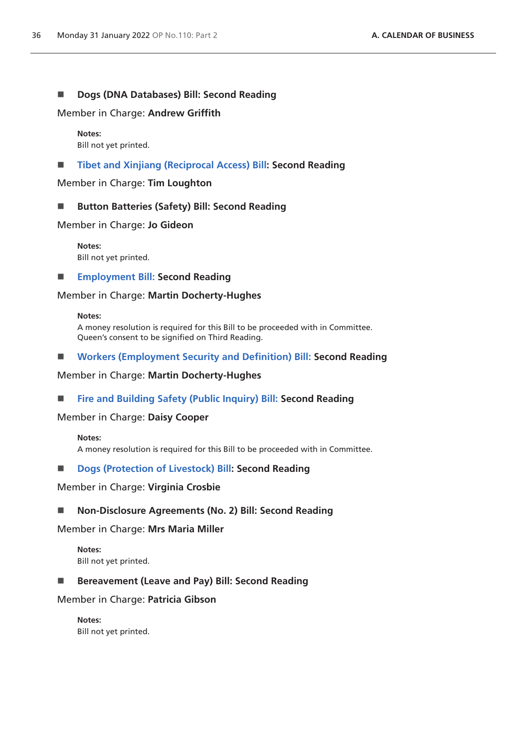■ **Dogs (DNA Databases) Bill: Second Reading**

Member in Charge: **Andrew Griffith**

**Notes:**
Bill not yet printed.

■ **Tibet and Xinjiang (Reciprocal Access) Bill: Second Reading**

Member in Charge: **Tim Loughton**

■ **Button Batteries (Safety) Bill: Second Reading**

Member in Charge: **Jo Gideon**

**Notes:**
Bill not yet printed.

■ **Employment Bill: Second Reading**

Member in Charge: **Martin Docherty-Hughes**

**Notes:**
A money resolution is required for this Bill to be proceeded with in Committee.
Queen's consent to be signified on Third Reading.

■ **Workers (Employment Security and Definition) Bill: Second Reading**

Member in Charge: **Martin Docherty-Hughes**

■ **Fire and Building Safety (Public Inquiry) Bill: Second Reading**

Member in Charge: **Daisy Cooper**

**Notes:**
A money resolution is required for this Bill to be proceeded with in Committee.

■ **Dogs (Protection of Livestock) Bill: Second Reading**

Member in Charge: **Virginia Crosbie**

■ **Non-Disclosure Agreements (No. 2) Bill: Second Reading**

Member in Charge: **Mrs Maria Miller**

**Notes:**
Bill not yet printed.

■ **Bereavement (Leave and Pay) Bill: Second Reading**

Member in Charge: **Patricia Gibson**

**Notes:**
Bill not yet printed.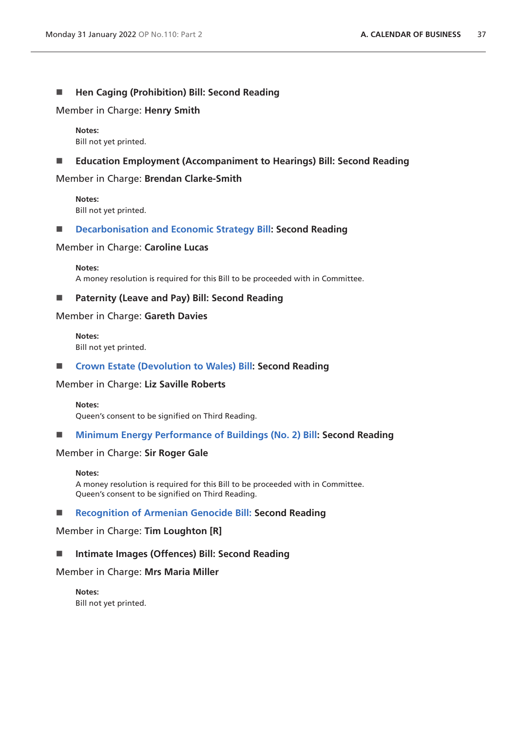■ **Hen Caging (Prohibition) Bill: Second Reading**

Member in Charge: **Henry Smith**

**Notes:**
Bill not yet printed.

■ **Education Employment (Accompaniment to Hearings) Bill: Second Reading**

Member in Charge: **Brendan Clarke-Smith**

**Notes:**
Bill not yet printed.

■ **Decarbonisation and Economic Strategy Bill: Second Reading**

Member in Charge: **Caroline Lucas**

**Notes:**
A money resolution is required for this Bill to be proceeded with in Committee.

■ **Paternity (Leave and Pay) Bill: Second Reading**

Member in Charge: **Gareth Davies**

**Notes:**
Bill not yet printed.

■ **Crown Estate (Devolution to Wales) Bill: Second Reading**

Member in Charge: **Liz Saville Roberts**

**Notes:**
Queen's consent to be signified on Third Reading.

■ **Minimum Energy Performance of Buildings (No. 2) Bill: Second Reading**

Member in Charge: **Sir Roger Gale**

**Notes:**
A money resolution is required for this Bill to be proceeded with in Committee.
Queen's consent to be signified on Third Reading.

■ **Recognition of Armenian Genocide Bill: Second Reading**

Member in Charge: **Tim Loughton [R]**

■ **Intimate Images (Offences) Bill: Second Reading**

Member in Charge: **Mrs Maria Miller**

**Notes:**
Bill not yet printed.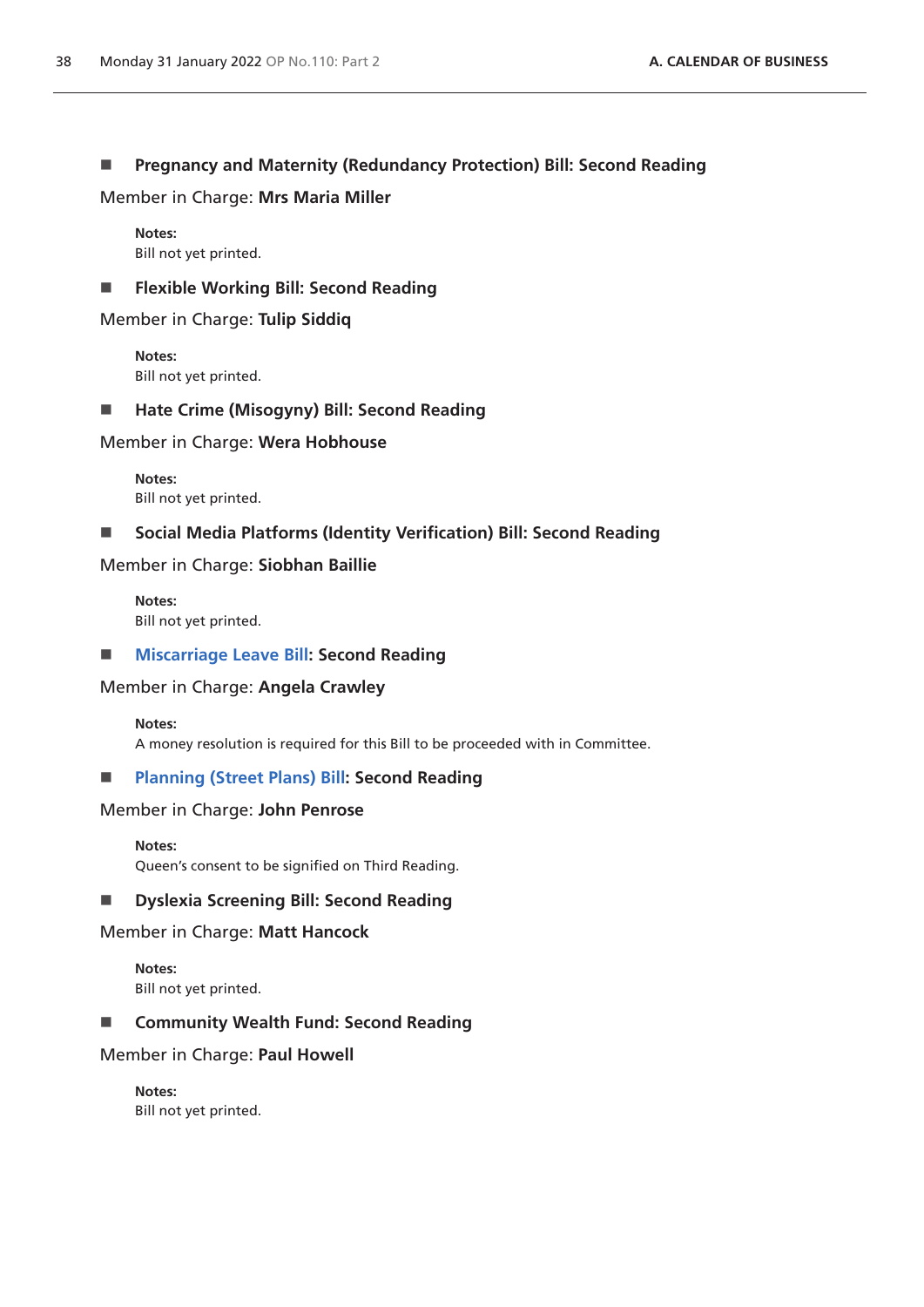- **Pregnancy and Maternity (Redundancy Protection) Bill: Second Reading**

Member in Charge: **Mrs Maria Miller**

**Notes:**
Bill not yet printed.

- **Flexible Working Bill: Second Reading**

Member in Charge: **Tulip Siddiq**

**Notes:**
Bill not yet printed.

- **Hate Crime (Misogyny) Bill: Second Reading**

Member in Charge: **Wera Hobhouse**

**Notes:**
Bill not yet printed.

- **Social Media Platforms (Identity Verification) Bill: Second Reading**

Member in Charge: **Siobhan Baillie**

**Notes:**
Bill not yet printed.

- **Miscarriage Leave Bill: Second Reading**

Member in Charge: **Angela Crawley**

**Notes:**
A money resolution is required for this Bill to be proceeded with in Committee.

- **Planning (Street Plans) Bill: Second Reading**

Member in Charge: **John Penrose**

**Notes:**
Queen's consent to be signified on Third Reading.

- **Dyslexia Screening Bill: Second Reading**

Member in Charge: **Matt Hancock**

**Notes:**
Bill not yet printed.

- **Community Wealth Fund: Second Reading**

Member in Charge: **Paul Howell**

**Notes:**
Bill not yet printed.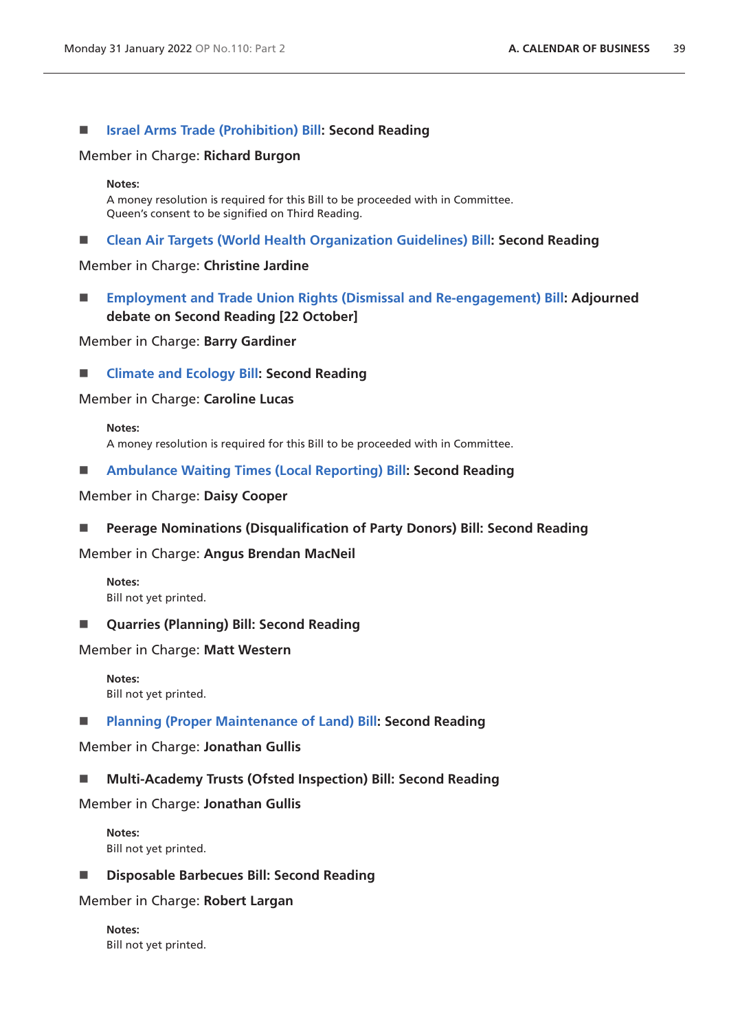■ **Israel Arms Trade (Prohibition) Bill: Second Reading**

Member in Charge: **Richard Burgon**

**Notes:**
A money resolution is required for this Bill to be proceeded with in Committee.
Queen's consent to be signified on Third Reading.

■ **Clean Air Targets (World Health Organization Guidelines) Bill: Second Reading**

Member in Charge: **Christine Jardine**

■ **Employment and Trade Union Rights (Dismissal and Re-engagement) Bill: Adjourned debate on Second Reading [22 October]**

Member in Charge: **Barry Gardiner**

■ **Climate and Ecology Bill: Second Reading**

Member in Charge: **Caroline Lucas**

**Notes:**
A money resolution is required for this Bill to be proceeded with in Committee.

■ **Ambulance Waiting Times (Local Reporting) Bill: Second Reading**

Member in Charge: **Daisy Cooper**

■ **Peerage Nominations (Disqualification of Party Donors) Bill: Second Reading**

Member in Charge: **Angus Brendan MacNeil**

**Notes:**
Bill not yet printed.

■ **Quarries (Planning) Bill: Second Reading**

Member in Charge: **Matt Western**

**Notes:**
Bill not yet printed.

■ **Planning (Proper Maintenance of Land) Bill: Second Reading**

Member in Charge: **Jonathan Gullis**

■ **Multi-Academy Trusts (Ofsted Inspection) Bill: Second Reading**

Member in Charge: **Jonathan Gullis**

**Notes:**
Bill not yet printed.

■ **Disposable Barbecues Bill: Second Reading**

Member in Charge: **Robert Largan**

**Notes:**
Bill not yet printed.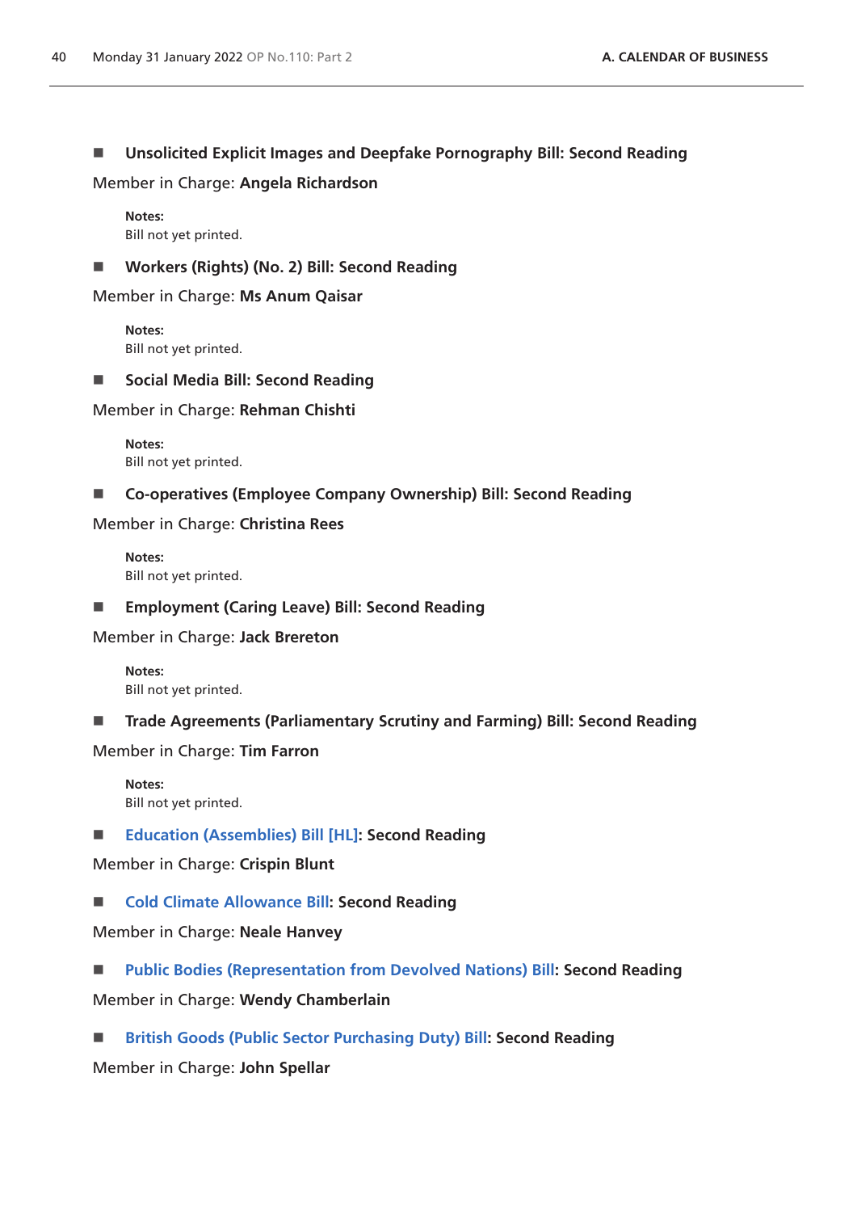■ **Unsolicited Explicit Images and Deepfake Pornography Bill: Second Reading**

Member in Charge: **Angela Richardson**

**Notes:**
Bill not yet printed.

■ **Workers (Rights) (No. 2) Bill: Second Reading**

Member in Charge: **Ms Anum Qaisar**

**Notes:**
Bill not yet printed.

■ **Social Media Bill: Second Reading**

Member in Charge: **Rehman Chishti**

**Notes:**
Bill not yet printed.

■ **Co-operatives (Employee Company Ownership) Bill: Second Reading**

Member in Charge: **Christina Rees**

**Notes:**
Bill not yet printed.

■ **Employment (Caring Leave) Bill: Second Reading**

Member in Charge: **Jack Brereton**

**Notes:**
Bill not yet printed.

■ **Trade Agreements (Parliamentary Scrutiny and Farming) Bill: Second Reading**

Member in Charge: **Tim Farron**

**Notes:**
Bill not yet printed.

■ **Education (Assemblies) Bill [HL]: Second Reading**

Member in Charge: **Crispin Blunt**

■ **Cold Climate Allowance Bill: Second Reading**

Member in Charge: **Neale Hanvey**

■ **Public Bodies (Representation from Devolved Nations) Bill: Second Reading**

Member in Charge: **Wendy Chamberlain**

■ **British Goods (Public Sector Purchasing Duty) Bill: Second Reading**

Member in Charge: **John Spellar**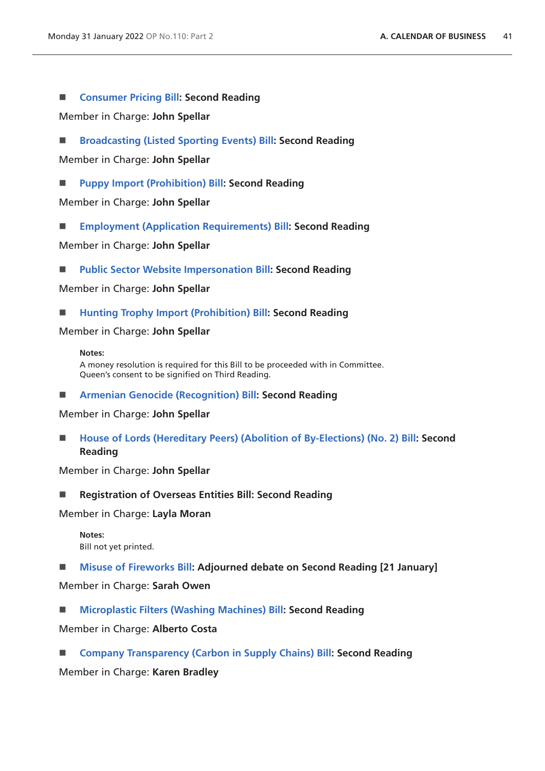- **Consumer Pricing Bill: Second Reading**

Member in Charge: **John Spellar**

- **Broadcasting (Listed Sporting Events) Bill: Second Reading**

Member in Charge: **John Spellar**

- **Puppy Import (Prohibition) Bill: Second Reading**

Member in Charge: **John Spellar**

- **Employment (Application Requirements) Bill: Second Reading**

Member in Charge: **John Spellar**

- **Public Sector Website Impersonation Bill: Second Reading**

Member in Charge: **John Spellar**

- **Hunting Trophy Import (Prohibition) Bill: Second Reading**

Member in Charge: **John Spellar**

**Notes:**
A money resolution is required for this Bill to be proceeded with in Committee.
Queen's consent to be signified on Third Reading.

- **Armenian Genocide (Recognition) Bill: Second Reading**

Member in Charge: **John Spellar**

- **House of Lords (Hereditary Peers) (Abolition of By-Elections) (No. 2) Bill: Second Reading**

Member in Charge: **John Spellar**

- **Registration of Overseas Entities Bill: Second Reading**

Member in Charge: **Layla Moran**

**Notes:**
Bill not yet printed.

- **Misuse of Fireworks Bill: Adjourned debate on Second Reading [21 January]**

Member in Charge: **Sarah Owen**

- **Microplastic Filters (Washing Machines) Bill: Second Reading**

Member in Charge: **Alberto Costa**

- **Company Transparency (Carbon in Supply Chains) Bill: Second Reading**

Member in Charge: **Karen Bradley**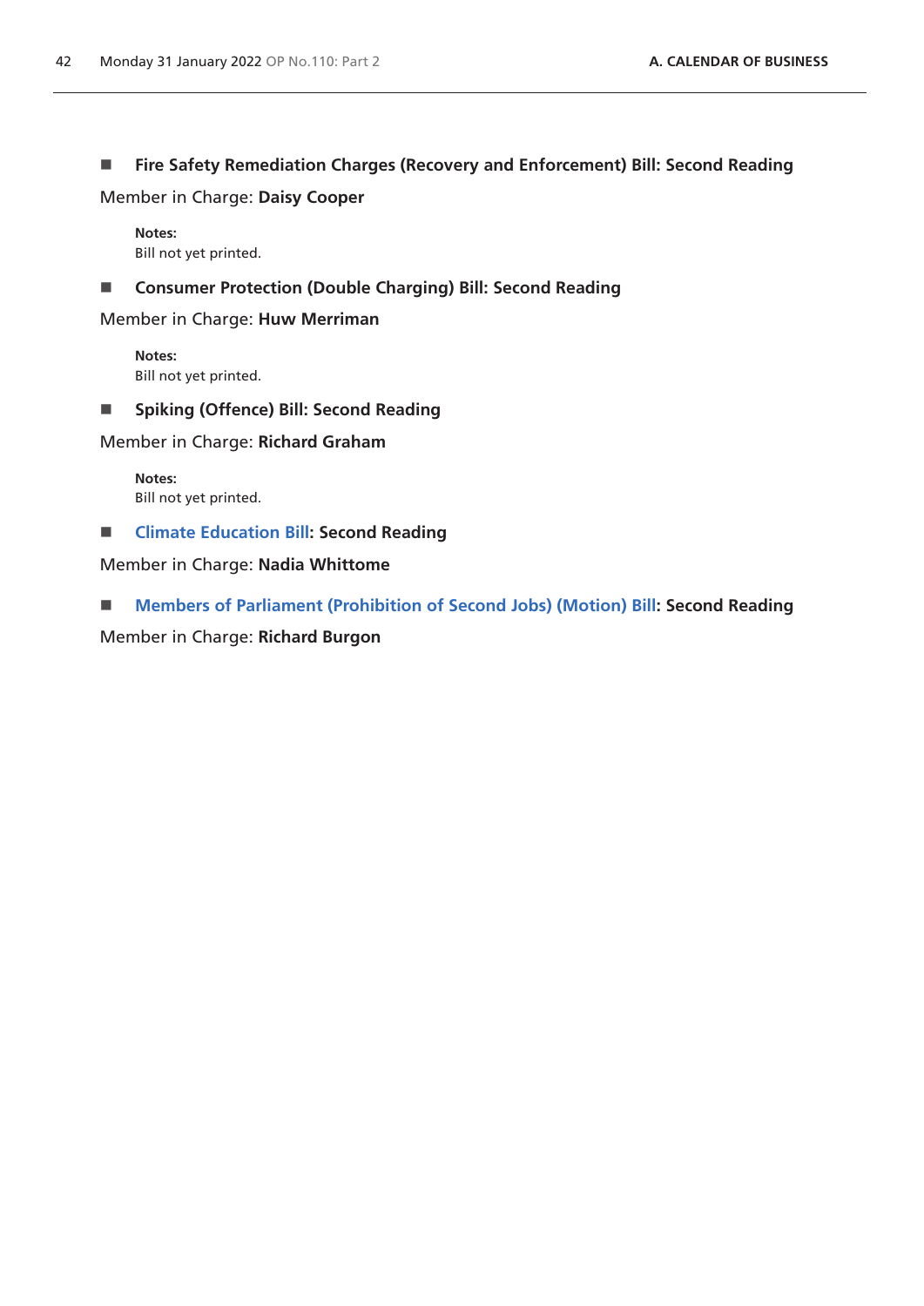■ **Fire Safety Remediation Charges (Recovery and Enforcement) Bill: Second Reading**

Member in Charge: **Daisy Cooper**

> **Notes:**
> Bill not yet printed.

■ **Consumer Protection (Double Charging) Bill: Second Reading**

Member in Charge: **Huw Merriman**

> **Notes:**
> Bill not yet printed.

■ **Spiking (Offence) Bill: Second Reading**

Member in Charge: **Richard Graham**

> **Notes:**
> Bill not yet printed.

■ **Climate Education Bill: Second Reading**

Member in Charge: **Nadia Whittome**

■ **Members of Parliament (Prohibition of Second Jobs) (Motion) Bill: Second Reading**

Member in Charge: **Richard Burgon**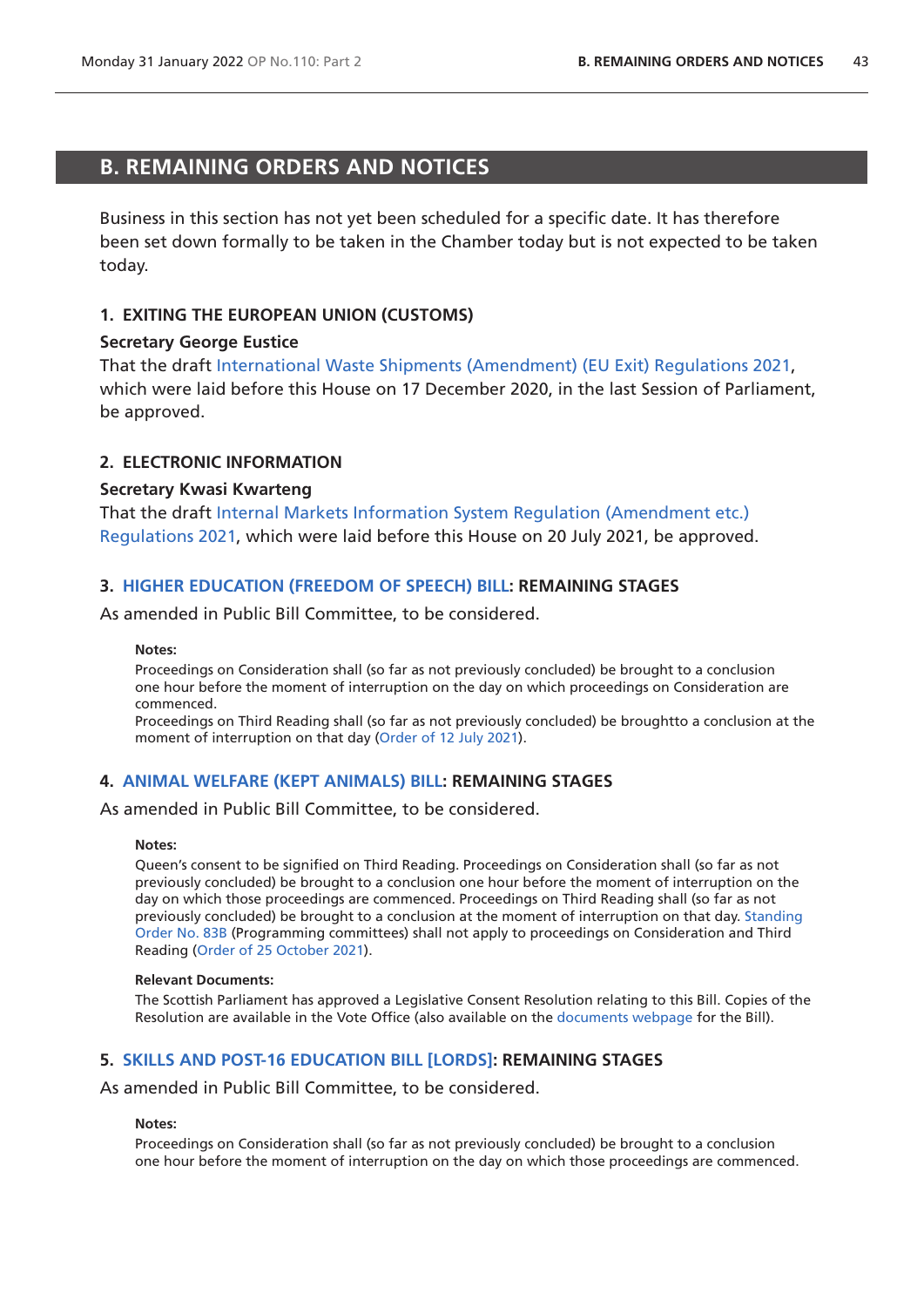## B. REMAINING ORDERS AND NOTICES

Business in this section has not yet been scheduled for a specific date. It has therefore been set down formally to be taken in the Chamber today but is not expected to be taken today.

### 1. EXITING THE EUROPEAN UNION (CUSTOMS)

**Secretary George Eustice**

That the draft International Waste Shipments (Amendment) (EU Exit) Regulations 2021, which were laid before this House on 17 December 2020, in the last Session of Parliament, be approved.

### 2. ELECTRONIC INFORMATION

**Secretary Kwasi Kwarteng**

That the draft Internal Markets Information System Regulation (Amendment etc.) Regulations 2021, which were laid before this House on 20 July 2021, be approved.

### 3. HIGHER EDUCATION (FREEDOM OF SPEECH) BILL: REMAINING STAGES

As amended in Public Bill Committee, to be considered.

**Notes:**

Proceedings on Consideration shall (so far as not previously concluded) be brought to a conclusion one hour before the moment of interruption on the day on which proceedings on Consideration are commenced.

Proceedings on Third Reading shall (so far as not previously concluded) be broughtto a conclusion at the moment of interruption on that day (Order of 12 July 2021).

### 4. ANIMAL WELFARE (KEPT ANIMALS) BILL: REMAINING STAGES

As amended in Public Bill Committee, to be considered.

**Notes:**

Queen's consent to be signified on Third Reading. Proceedings on Consideration shall (so far as not previously concluded) be brought to a conclusion one hour before the moment of interruption on the day on which those proceedings are commenced. Proceedings on Third Reading shall (so far as not previously concluded) be brought to a conclusion at the moment of interruption on that day. Standing Order No. 83B (Programming committees) shall not apply to proceedings on Consideration and Third Reading (Order of 25 October 2021).

**Relevant Documents:**

The Scottish Parliament has approved a Legislative Consent Resolution relating to this Bill. Copies of the Resolution are available in the Vote Office (also available on the documents webpage for the Bill).

### 5. SKILLS AND POST-16 EDUCATION BILL [LORDS]: REMAINING STAGES

As amended in Public Bill Committee, to be considered.

**Notes:**

Proceedings on Consideration shall (so far as not previously concluded) be brought to a conclusion one hour before the moment of interruption on the day on which those proceedings are commenced.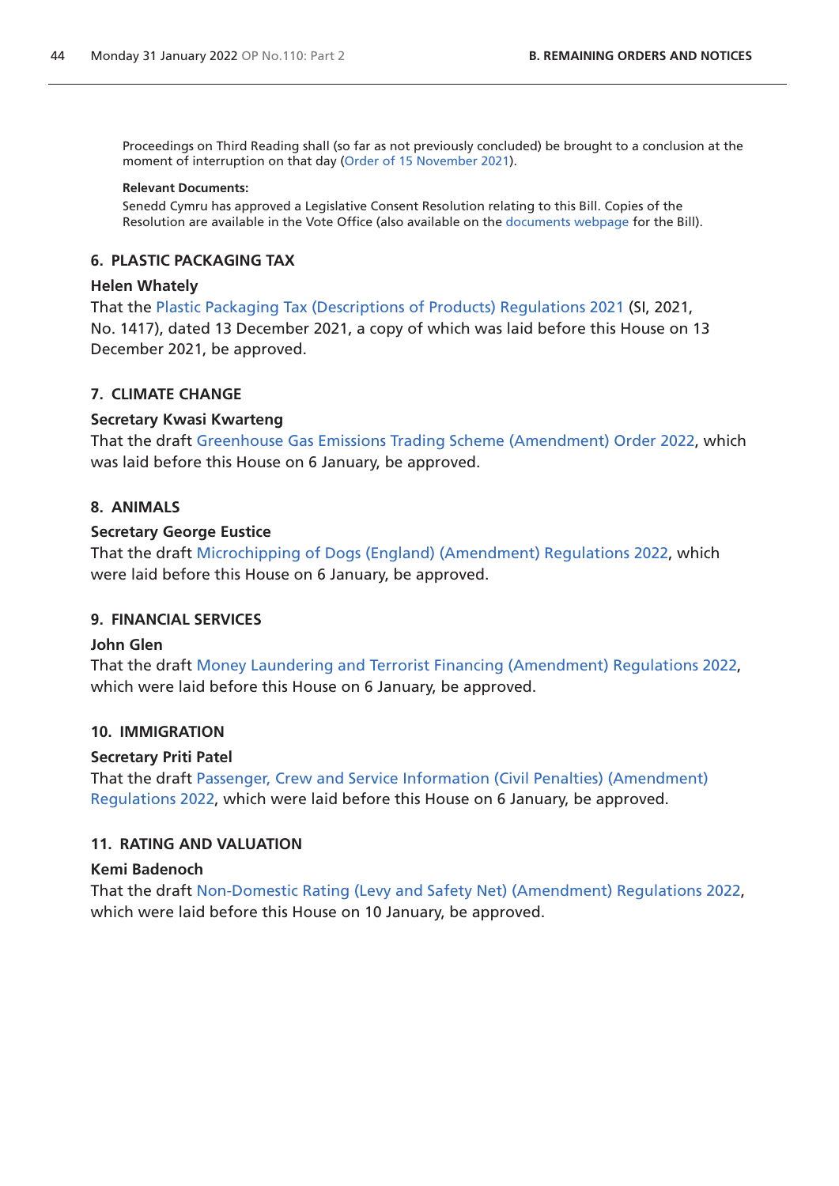Proceedings on Third Reading shall (so far as not previously concluded) be brought to a conclusion at the moment of interruption on that day (Order of 15 November 2021).

**Relevant Documents:**

Senedd Cymru has approved a Legislative Consent Resolution relating to this Bill. Copies of the Resolution are available in the Vote Office (also available on the documents webpage for the Bill).

### 6. PLASTIC PACKAGING TAX

**Helen Whately**

That the Plastic Packaging Tax (Descriptions of Products) Regulations 2021 (SI, 2021, No. 1417), dated 13 December 2021, a copy of which was laid before this House on 13 December 2021, be approved.

### 7. CLIMATE CHANGE

**Secretary Kwasi Kwarteng**

That the draft Greenhouse Gas Emissions Trading Scheme (Amendment) Order 2022, which was laid before this House on 6 January, be approved.

### 8. ANIMALS

**Secretary George Eustice**

That the draft Microchipping of Dogs (England) (Amendment) Regulations 2022, which were laid before this House on 6 January, be approved.

### 9. FINANCIAL SERVICES

**John Glen**

That the draft Money Laundering and Terrorist Financing (Amendment) Regulations 2022, which were laid before this House on 6 January, be approved.

### 10. IMMIGRATION

**Secretary Priti Patel**

That the draft Passenger, Crew and Service Information (Civil Penalties) (Amendment) Regulations 2022, which were laid before this House on 6 January, be approved.

### 11. RATING AND VALUATION

**Kemi Badenoch**

That the draft Non-Domestic Rating (Levy and Safety Net) (Amendment) Regulations 2022, which were laid before this House on 10 January, be approved.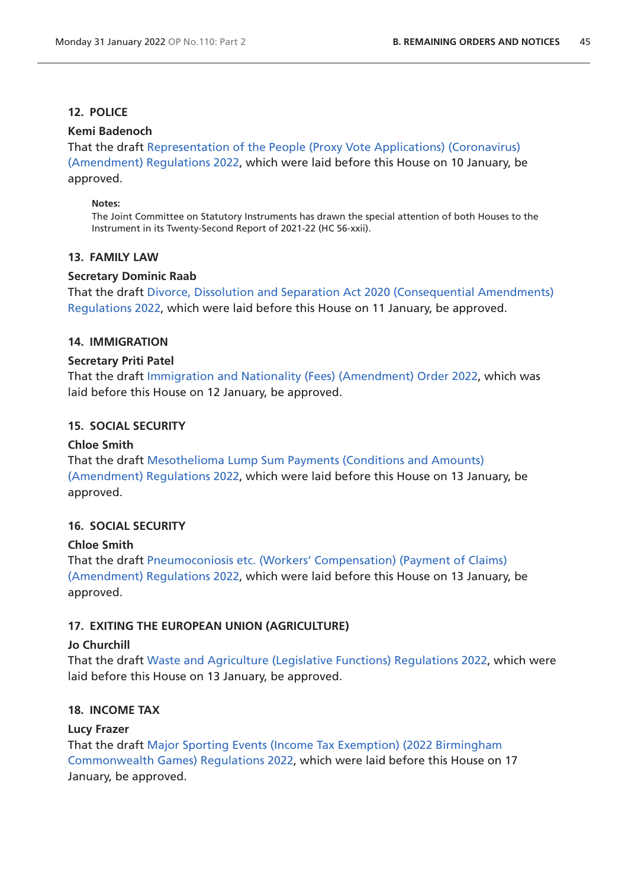### 12. POLICE

**Kemi Badenoch**

That the draft Representation of the People (Proxy Vote Applications) (Coronavirus) (Amendment) Regulations 2022, which were laid before this House on 10 January, be approved.

**Notes:**

The Joint Committee on Statutory Instruments has drawn the special attention of both Houses to the Instrument in its Twenty-Second Report of 2021-22 (HC 56-xxii).

### 13. FAMILY LAW

**Secretary Dominic Raab**

That the draft Divorce, Dissolution and Separation Act 2020 (Consequential Amendments) Regulations 2022, which were laid before this House on 11 January, be approved.

### 14. IMMIGRATION

**Secretary Priti Patel**

That the draft Immigration and Nationality (Fees) (Amendment) Order 2022, which was laid before this House on 12 January, be approved.

### 15. SOCIAL SECURITY

**Chloe Smith**

That the draft Mesothelioma Lump Sum Payments (Conditions and Amounts) (Amendment) Regulations 2022, which were laid before this House on 13 January, be approved.

### 16. SOCIAL SECURITY

**Chloe Smith**

That the draft Pneumoconiosis etc. (Workers' Compensation) (Payment of Claims) (Amendment) Regulations 2022, which were laid before this House on 13 January, be approved.

### 17. EXITING THE EUROPEAN UNION (AGRICULTURE)

**Jo Churchill**

That the draft Waste and Agriculture (Legislative Functions) Regulations 2022, which were laid before this House on 13 January, be approved.

### 18. INCOME TAX

**Lucy Frazer**

That the draft Major Sporting Events (Income Tax Exemption) (2022 Birmingham Commonwealth Games) Regulations 2022, which were laid before this House on 17 January, be approved.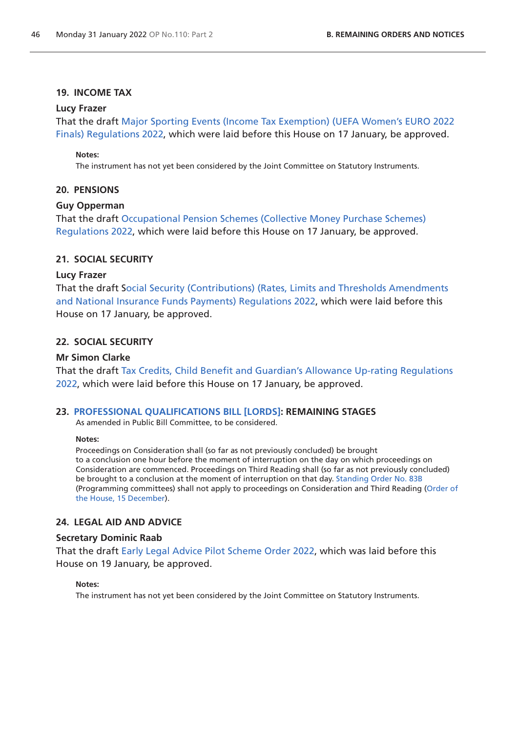### 19. INCOME TAX

**Lucy Frazer**

That the draft Major Sporting Events (Income Tax Exemption) (UEFA Women's EURO 2022 Finals) Regulations 2022, which were laid before this House on 17 January, be approved.

**Notes:**

The instrument has not yet been considered by the Joint Committee on Statutory Instruments.

### 20. PENSIONS

**Guy Opperman**

That the draft Occupational Pension Schemes (Collective Money Purchase Schemes) Regulations 2022, which were laid before this House on 17 January, be approved.

### 21. SOCIAL SECURITY

**Lucy Frazer**

That the draft Social Security (Contributions) (Rates, Limits and Thresholds Amendments and National Insurance Funds Payments) Regulations 2022, which were laid before this House on 17 January, be approved.

### 22. SOCIAL SECURITY

**Mr Simon Clarke**

That the draft Tax Credits, Child Benefit and Guardian's Allowance Up-rating Regulations 2022, which were laid before this House on 17 January, be approved.

### 23. PROFESSIONAL QUALIFICATIONS BILL [LORDS]: REMAINING STAGES

As amended in Public Bill Committee, to be considered.

**Notes:**

Proceedings on Consideration shall (so far as not previously concluded) be brought to a conclusion one hour before the moment of interruption on the day on which proceedings on Consideration are commenced. Proceedings on Third Reading shall (so far as not previously concluded) be brought to a conclusion at the moment of interruption on that day. Standing Order No. 83B (Programming committees) shall not apply to proceedings on Consideration and Third Reading (Order of the House, 15 December).

### 24. LEGAL AID AND ADVICE

**Secretary Dominic Raab**

That the draft Early Legal Advice Pilot Scheme Order 2022, which was laid before this House on 19 January, be approved.

**Notes:**

The instrument has not yet been considered by the Joint Committee on Statutory Instruments.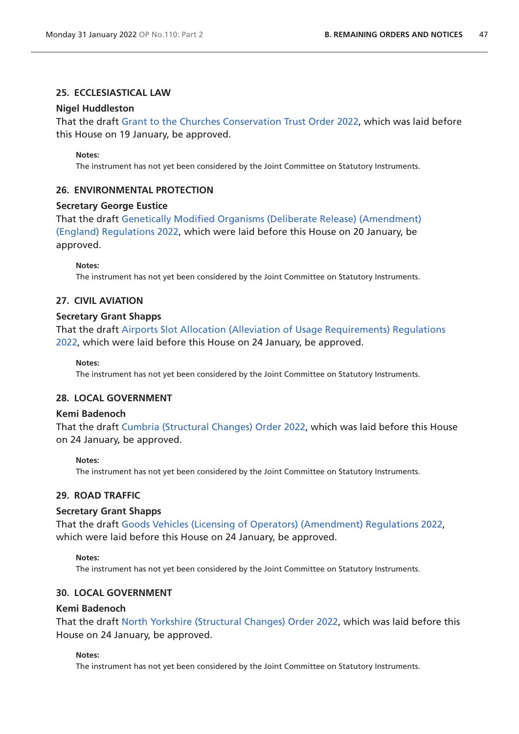### 25. ECCLESIASTICAL LAW

**Nigel Huddleston**

That the draft Grant to the Churches Conservation Trust Order 2022, which was laid before this House on 19 January, be approved.

**Notes:**

The instrument has not yet been considered by the Joint Committee on Statutory Instruments.

### 26. ENVIRONMENTAL PROTECTION

**Secretary George Eustice**

That the draft Genetically Modified Organisms (Deliberate Release) (Amendment) (England) Regulations 2022, which were laid before this House on 20 January, be approved.

**Notes:**

The instrument has not yet been considered by the Joint Committee on Statutory Instruments.

### 27. CIVIL AVIATION

**Secretary Grant Shapps**

That the draft Airports Slot Allocation (Alleviation of Usage Requirements) Regulations 2022, which were laid before this House on 24 January, be approved.

**Notes:**

The instrument has not yet been considered by the Joint Committee on Statutory Instruments.

### 28. LOCAL GOVERNMENT

**Kemi Badenoch**

That the draft Cumbria (Structural Changes) Order 2022, which was laid before this House on 24 January, be approved.

**Notes:**

The instrument has not yet been considered by the Joint Committee on Statutory Instruments.

### 29. ROAD TRAFFIC

**Secretary Grant Shapps**

That the draft Goods Vehicles (Licensing of Operators) (Amendment) Regulations 2022, which were laid before this House on 24 January, be approved.

**Notes:**

The instrument has not yet been considered by the Joint Committee on Statutory Instruments.

### 30. LOCAL GOVERNMENT

**Kemi Badenoch**

That the draft North Yorkshire (Structural Changes) Order 2022, which was laid before this House on 24 January, be approved.

**Notes:**

The instrument has not yet been considered by the Joint Committee on Statutory Instruments.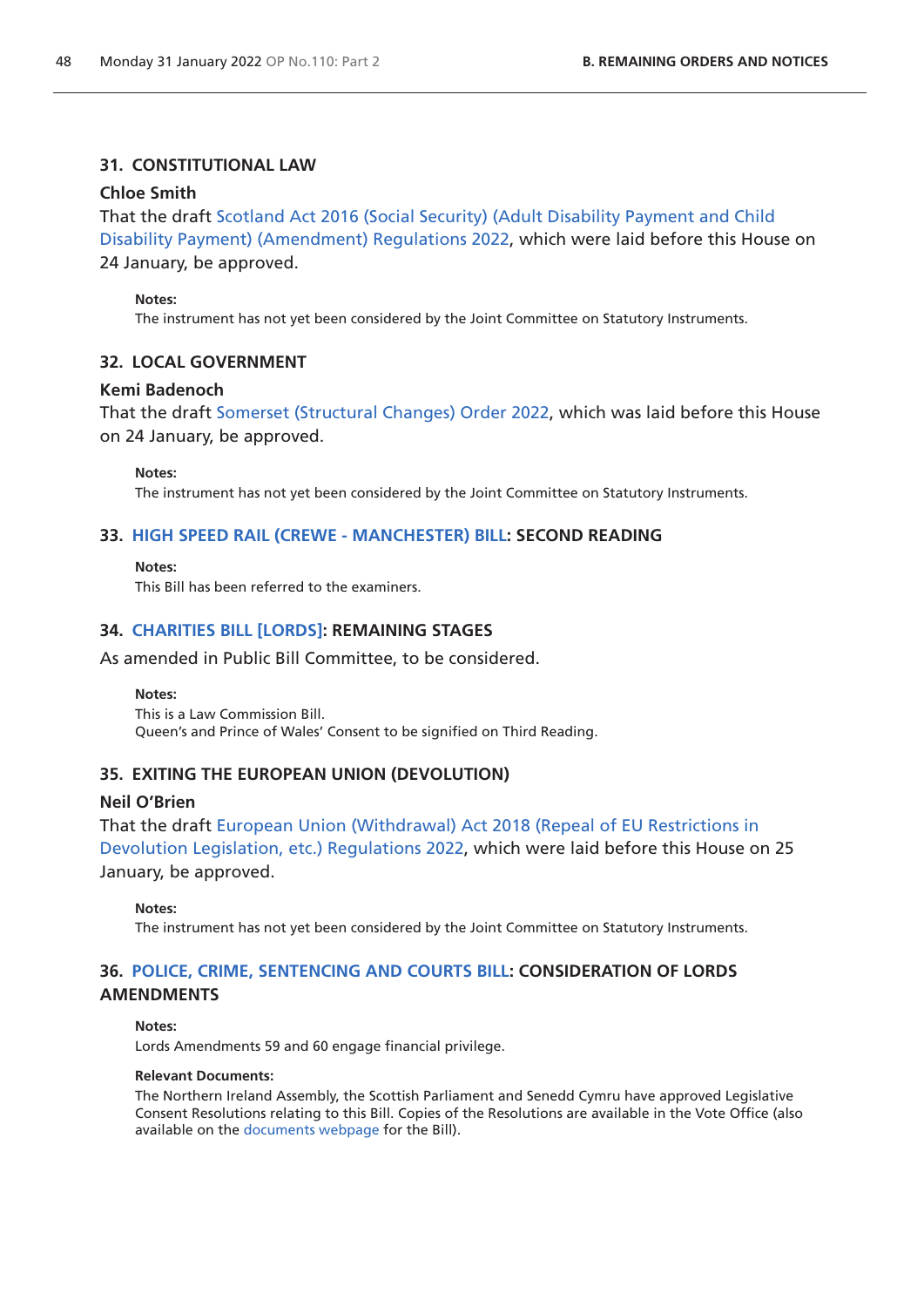### 31. CONSTITUTIONAL LAW

**Chloe Smith**

That the draft Scotland Act 2016 (Social Security) (Adult Disability Payment and Child Disability Payment) (Amendment) Regulations 2022, which were laid before this House on 24 January, be approved.

**Notes:**
The instrument has not yet been considered by the Joint Committee on Statutory Instruments.

### 32. LOCAL GOVERNMENT

**Kemi Badenoch**

That the draft Somerset (Structural Changes) Order 2022, which was laid before this House on 24 January, be approved.

**Notes:**
The instrument has not yet been considered by the Joint Committee on Statutory Instruments.

### 33. HIGH SPEED RAIL (CREWE - MANCHESTER) BILL: SECOND READING

**Notes:**
This Bill has been referred to the examiners.

### 34. CHARITIES BILL [LORDS]: REMAINING STAGES

As amended in Public Bill Committee, to be considered.

**Notes:**
This is a Law Commission Bill.
Queen's and Prince of Wales' Consent to be signified on Third Reading.

### 35. EXITING THE EUROPEAN UNION (DEVOLUTION)

**Neil O'Brien**

That the draft European Union (Withdrawal) Act 2018 (Repeal of EU Restrictions in Devolution Legislation, etc.) Regulations 2022, which were laid before this House on 25 January, be approved.

**Notes:**
The instrument has not yet been considered by the Joint Committee on Statutory Instruments.

### 36. POLICE, CRIME, SENTENCING AND COURTS BILL: CONSIDERATION OF LORDS AMENDMENTS

**Notes:**
Lords Amendments 59 and 60 engage financial privilege.

**Relevant Documents:**
The Northern Ireland Assembly, the Scottish Parliament and Senedd Cymru have approved Legislative Consent Resolutions relating to this Bill. Copies of the Resolutions are available in the Vote Office (also available on the documents webpage for the Bill).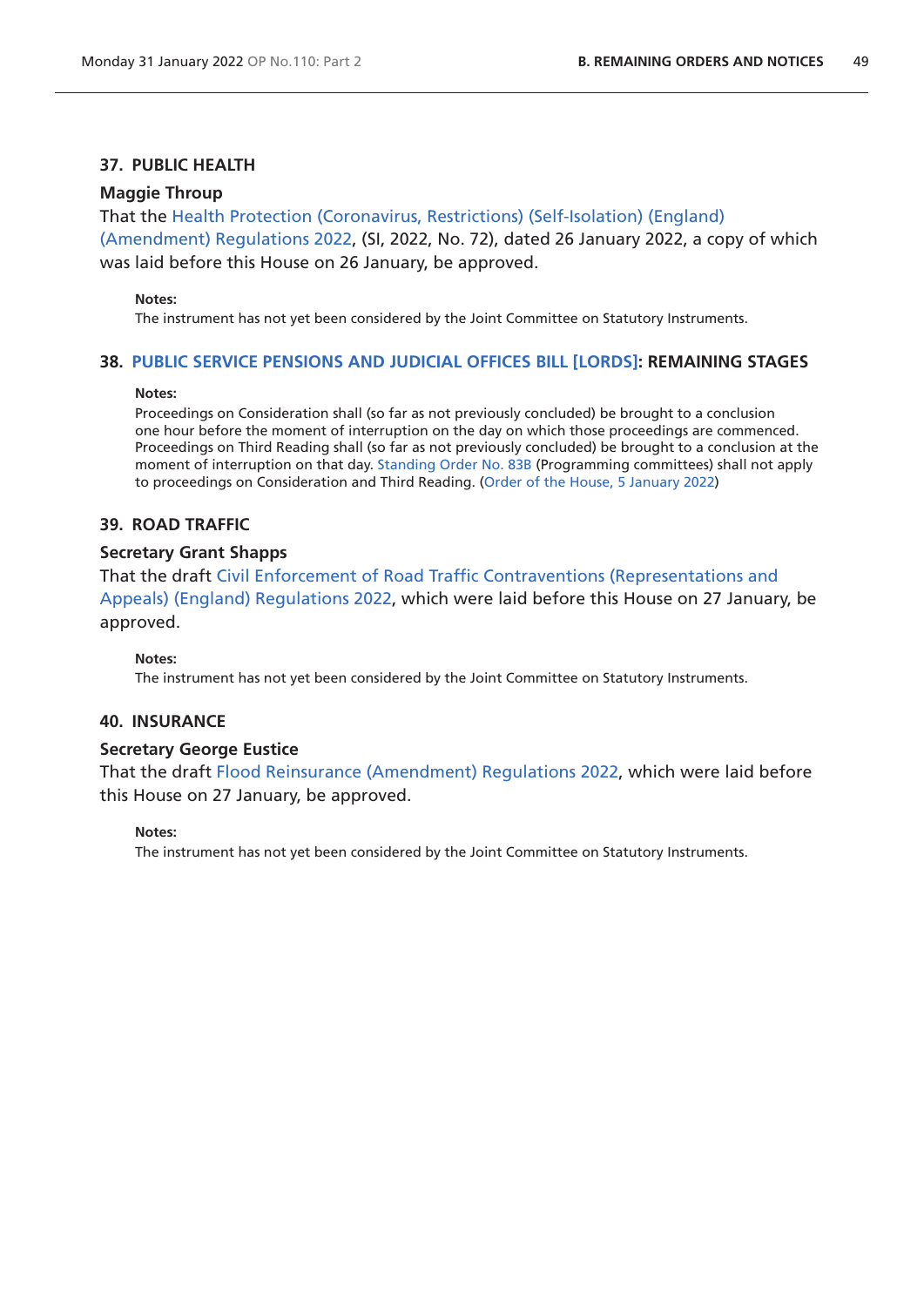### 37. PUBLIC HEALTH

**Maggie Throup**

That the Health Protection (Coronavirus, Restrictions) (Self-Isolation) (England) (Amendment) Regulations 2022, (SI, 2022, No. 72), dated 26 January 2022, a copy of which was laid before this House on 26 January, be approved.

> **Notes:**
> The instrument has not yet been considered by the Joint Committee on Statutory Instruments.

### 38. PUBLIC SERVICE PENSIONS AND JUDICIAL OFFICES BILL [LORDS]: REMAINING STAGES

> **Notes:**
> Proceedings on Consideration shall (so far as not previously concluded) be brought to a conclusion one hour before the moment of interruption on the day on which those proceedings are commenced. Proceedings on Third Reading shall (so far as not previously concluded) be brought to a conclusion at the moment of interruption on that day. Standing Order No. 83B (Programming committees) shall not apply to proceedings on Consideration and Third Reading. (Order of the House, 5 January 2022)

### 39. ROAD TRAFFIC

**Secretary Grant Shapps**

That the draft Civil Enforcement of Road Traffic Contraventions (Representations and Appeals) (England) Regulations 2022, which were laid before this House on 27 January, be approved.

> **Notes:**
> The instrument has not yet been considered by the Joint Committee on Statutory Instruments.

### 40. INSURANCE

**Secretary George Eustice**

That the draft Flood Reinsurance (Amendment) Regulations 2022, which were laid before this House on 27 January, be approved.

> **Notes:**
> The instrument has not yet been considered by the Joint Committee on Statutory Instruments.